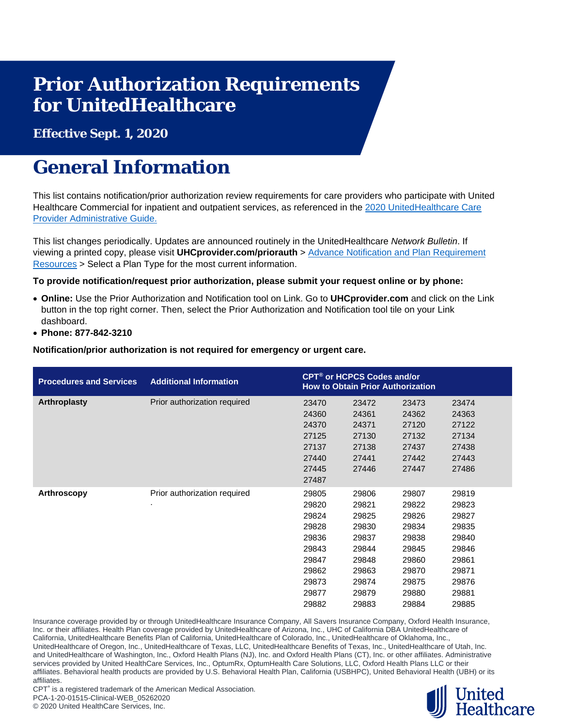# Prior Authorization Requirements for UnitedHealthcare

**Effective Sept. 1, 2020**

# General Information

This list contains notification/prior authorization review requirements for care providers who participate with United Healthcare Commercial for inpatient and outpatient services, as referenced in the [2020 UnitedHealthcare Care Provider Administrative Guide.]

This list changes periodically. Updates are announced routinely in the UnitedHealthcare *Network Bulletin*. If viewing a printed copy, please visit **UHCprovider.com/priorauth** > [Advance Notification and Plan Requirement Resources] > Select a Plan Type for the most current information.

**To provide notification/request prior authorization, please submit your request online or by phone:**

- **Online:** Use the Prior Authorization and Notification tool on Link. Go to **UHCprovider.com** and click on the Link button in the top right corner. Then, select the Prior Authorization and Notification tool tile on your Link dashboard.
- **Phone: 877-842-3210**

**Notification/prior authorization is not required for emergency or urgent care.**

| Procedures and Services | Additional Information | CPT® or HCPCS Codes and/or How to Obtain Prior Authorization | | | |
|---|---|---|---|---|---|
| **Arthroplasty** | Prior authorization required | 23470 | 23472 | 23473 | 23474 |
| | | 24360 | 24361 | 24362 | 24363 |
| | | 24370 | 24371 | 27120 | 27122 |
| | | 27125 | 27130 | 27132 | 27134 |
| | | 27137 | 27138 | 27437 | 27438 |
| | | 27440 | 27441 | 27442 | 27443 |
| | | 27445 | 27446 | 27447 | 27486 |
| | | 27487 | | | |
| **Arthroscopy** | Prior authorization required . | 29805 | 29806 | 29807 | 29819 |
| | | 29820 | 29821 | 29822 | 29823 |
| | | 29824 | 29825 | 29826 | 29827 |
| | | 29828 | 29830 | 29834 | 29835 |
| | | 29836 | 29837 | 29838 | 29840 |
| | | 29843 | 29844 | 29845 | 29846 |
| | | 29847 | 29848 | 29860 | 29861 |
| | | 29862 | 29863 | 29870 | 29871 |
| | | 29873 | 29874 | 29875 | 29876 |
| | | 29877 | 29879 | 29880 | 29881 |
| | | 29882 | 29883 | 29884 | 29885 |

Insurance coverage provided by or through UnitedHealthcare Insurance Company, All Savers Insurance Company, Oxford Health Insurance, Inc. or their affiliates. Health Plan coverage provided by UnitedHealthcare of Arizona, Inc., UHC of California DBA UnitedHealthcare of California, UnitedHealthcare Benefits Plan of California, UnitedHealthcare of Colorado, Inc., UnitedHealthcare of Oklahoma, Inc., UnitedHealthcare of Oregon, Inc., UnitedHealthcare of Texas, LLC, UnitedHealthcare Benefits of Texas, Inc., UnitedHealthcare of Utah, Inc. and UnitedHealthcare of Washington, Inc., Oxford Health Plans (NJ), Inc. and Oxford Health Plans (CT), Inc. or other affiliates. Administrative services provided by United HealthCare Services, Inc., OptumRx, OptumHealth Care Solutions, LLC, Oxford Health Plans LLC or their affiliates. Behavioral health products are provided by U.S. Behavioral Health Plan, California (USBHPC), United Behavioral Health (UBH) or its affiliates.

CPT® is a registered trademark of the American Medical Association.

PCA-1-20-01515-Clinical-WEB_05262020

© 2020 United HealthCare Services, Inc.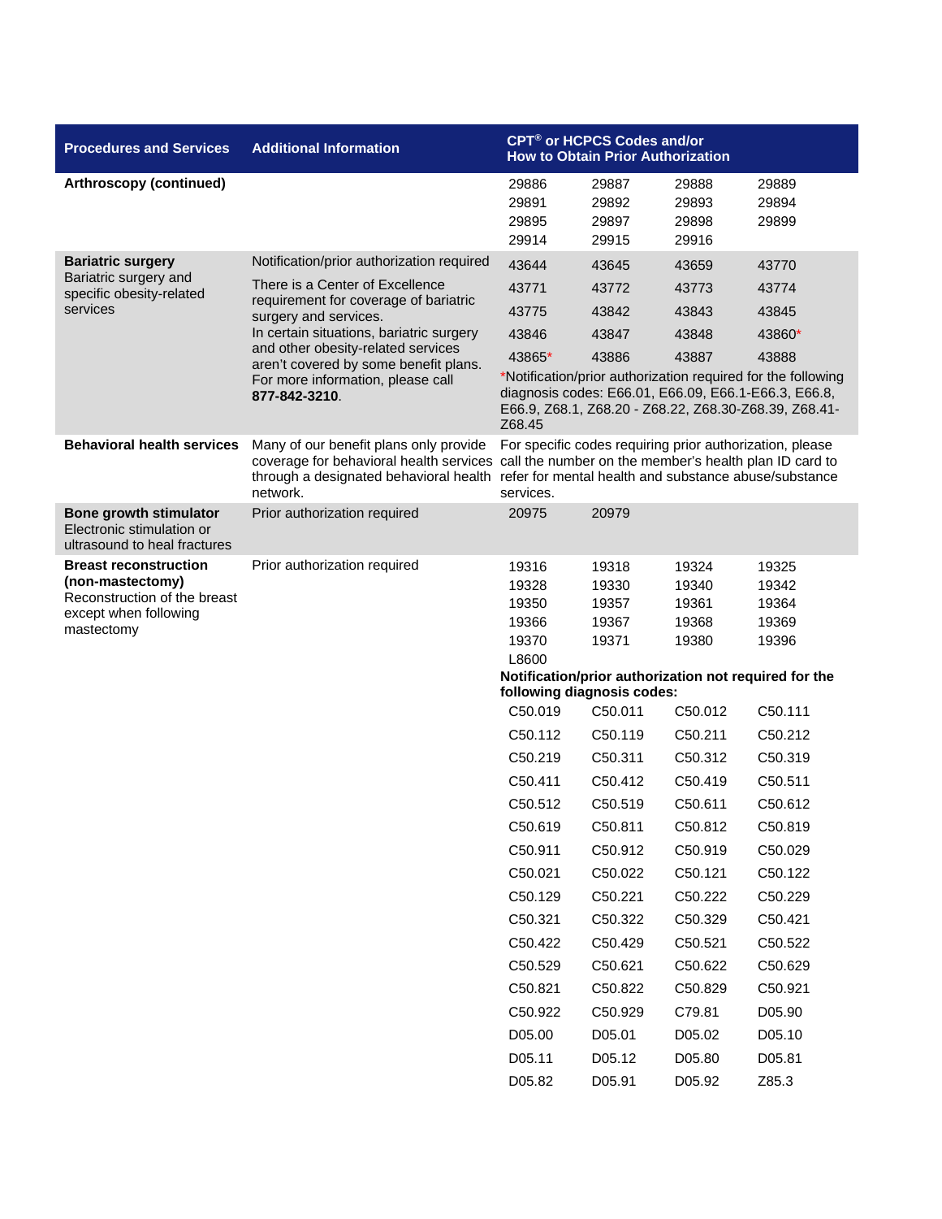| Procedures and Services | Additional Information | CPT® or HCPCS Codes and/or How to Obtain Prior Authorization |
|---|---|---|
| **Arthroscopy (continued)** | | 29886 29887 29888 29889<br>29891 29892 29893 29894<br>29895 29897 29898 29899<br>29914 29915 29916 |
| **Bariatric surgery**<br>Bariatric surgery and specific obesity-related services | Notification/prior authorization required<br>There is a Center of Excellence requirement for coverage of bariatric surgery and services.<br>In certain situations, bariatric surgery and other obesity-related services aren't covered by some benefit plans. For more information, please call **877-842-3210**. | 43644 43645 43659 43770<br>43771 43772 43773 43774<br>43775 43842 43843 43845<br>43846 43847 43848 43860*<br>43865* 43886 43887 43888<br>*Notification/prior authorization required for the following diagnosis codes: E66.01, E66.09, E66.1-E66.3, E66.8, E66.9, Z68.1, Z68.20 - Z68.22, Z68.30-Z68.39, Z68.41-Z68.45 |
| **Behavioral health services** | Many of our benefit plans only provide coverage for behavioral health services through a designated behavioral health network. | For specific codes requiring prior authorization, please call the number on the member's health plan ID card to refer for mental health and substance abuse/substance services. |
| **Bone growth stimulator**<br>Electronic stimulation or ultrasound to heal fractures | Prior authorization required | 20975 20979 |
| **Breast reconstruction (non-mastectomy)**<br>Reconstruction of the breast except when following mastectomy | Prior authorization required | 19316 19318 19324 19325<br>19328 19330 19340 19342<br>19350 19357 19361 19364<br>19366 19367 19368 19369<br>19370 19371 19380 19396<br>L8600<br>**Notification/prior authorization not required for the following diagnosis codes:**<br>C50.019 C50.011 C50.012 C50.111<br>C50.112 C50.119 C50.211 C50.212<br>C50.219 C50.311 C50.312 C50.319<br>C50.411 C50.412 C50.419 C50.511<br>C50.512 C50.519 C50.611 C50.612<br>C50.619 C50.811 C50.812 C50.819<br>C50.911 C50.912 C50.919 C50.029<br>C50.021 C50.022 C50.121 C50.122<br>C50.129 C50.221 C50.222 C50.229<br>C50.321 C50.322 C50.329 C50.421<br>C50.422 C50.429 C50.521 C50.522<br>C50.529 C50.621 C50.622 C50.629<br>C50.821 C50.822 C50.829 C50.921<br>C50.922 C50.929 C79.81 D05.90<br>D05.00 D05.01 D05.02 D05.10<br>D05.11 D05.12 D05.80 D05.81<br>D05.82 D05.91 D05.92 Z85.3 |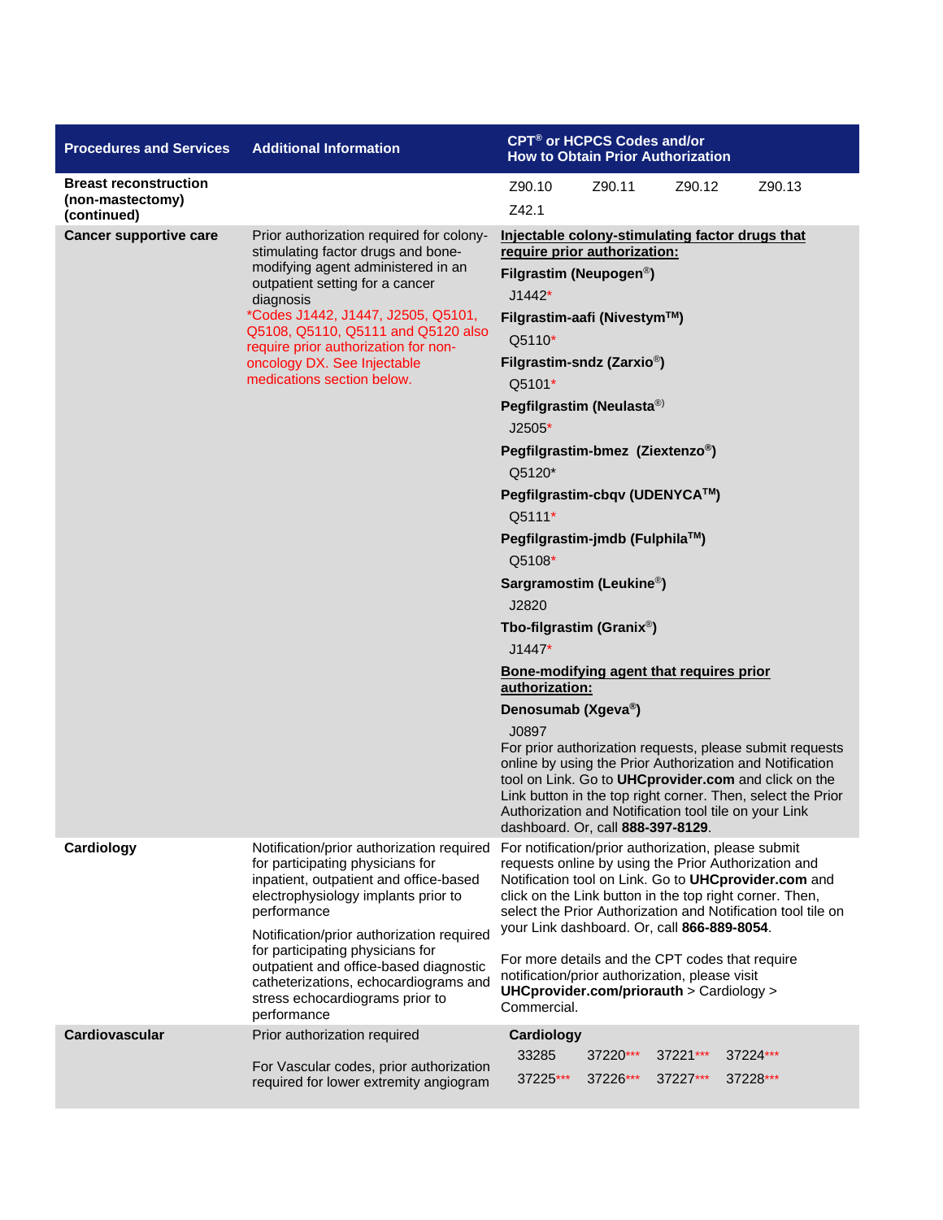| Procedures and Services | Additional Information | CPT® or HCPCS Codes and/or How to Obtain Prior Authorization |
|---|---|---|
| **Breast reconstruction (non-mastectomy) (continued)** | | Z90.10 Z90.11 Z90.12 Z90.13<br>Z42.1 |
| **Cancer supportive care** | Prior authorization required for colony-stimulating factor drugs and bone-modifying agent administered in an outpatient setting for a cancer diagnosis<br>*Codes J1442, J1447, J2505, Q5101, Q5108, Q5110, Q5111 and Q5120 also require prior authorization for non-oncology DX. See Injectable medications section below. | **Injectable colony-stimulating factor drugs that require prior authorization:**<br>**Filgrastim (Neupogen®)**<br>J1442*<br>**Filgrastim-aafi (Nivestym™)**<br>Q5110*<br>**Filgrastim-sndz (Zarxio®)**<br>Q5101*<br>**Pegfilgrastim (Neulasta®)**<br>J2505*<br>**Pegfilgrastim-bmez (Ziextenzo®)**<br>Q5120*<br>**Pegfilgrastim-cbqv (UDENYCA™)**<br>Q5111*<br>**Pegfilgrastim-jmdb (Fulphila™)**<br>Q5108*<br>**Sargramostim (Leukine®)**<br>J2820<br>**Tbo-filgrastim (Granix®)**<br>J1447*<br>**Bone-modifying agent that requires prior authorization:**<br>**Denosumab (Xgeva®)**<br>J0897<br>For prior authorization requests, please submit requests online by using the Prior Authorization and Notification tool on Link. Go to **UHCprovider.com** and click on the Link button in the top right corner. Then, select the Prior Authorization and Notification tool tile on your Link dashboard. Or, call **888-397-8129**. |
| **Cardiology** | Notification/prior authorization required for participating physicians for inpatient, outpatient and office-based electrophysiology implants prior to performance<br>Notification/prior authorization required for participating physicians for outpatient and office-based diagnostic catheterizations, echocardiograms and stress echocardiograms prior to performance | For notification/prior authorization, please submit requests online by using the Prior Authorization and Notification tool on Link. Go to **UHCprovider.com** and click on the Link button in the top right corner. Then, select the Prior Authorization and Notification tool tile on your Link dashboard. Or, call **866-889-8054**.<br>For more details and the CPT codes that require notification/prior authorization, please visit **UHCprovider.com/priorauth** > Cardiology > Commercial. |
| **Cardiovascular** | Prior authorization required<br>For Vascular codes, prior authorization required for lower extremity angiogram | **Cardiology**<br>33285 37220*** 37221*** 37224***<br>37225*** 37226*** 37227*** 37228*** |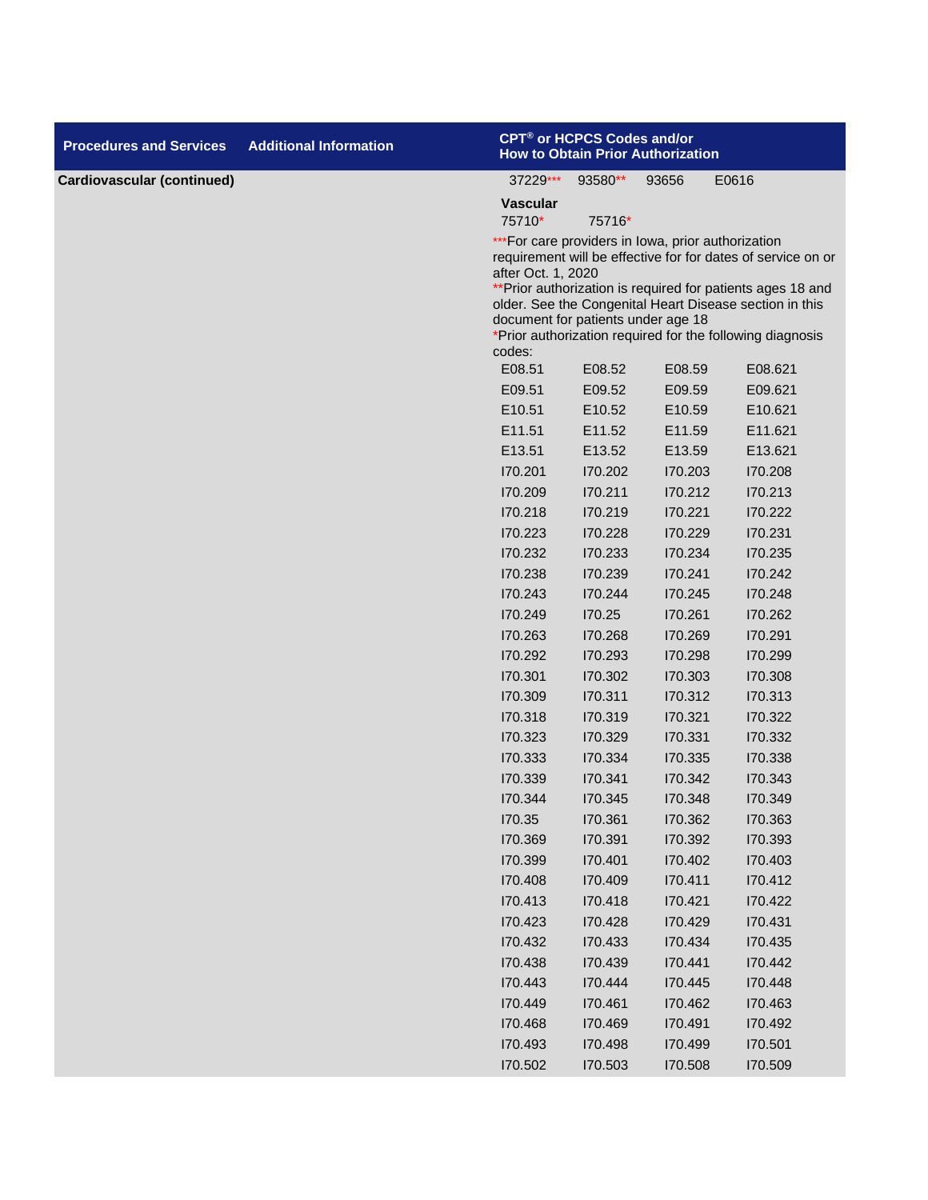| Procedures and Services | Additional Information | CPT® or HCPCS Codes and/or How to Obtain Prior Authorization |
|---|---|---|
| **Cardiovascular (continued)** | | 37229*** 93580** 93656 E0616<br><br>**Vascular**<br>75710* 75716*<br><br>***For care providers in Iowa, prior authorization requirement will be effective for for dates of service on or after Oct. 1, 2020<br>**Prior authorization is required for patients ages 18 and older. See the Congenital Heart Disease section in this document for patients under age 18<br>*Prior authorization required for the following diagnosis codes:<br>E08.51 E08.52 E08.59 E08.621<br>E09.51 E09.52 E09.59 E09.621<br>E10.51 E10.52 E10.59 E10.621<br>E11.51 E11.52 E11.59 E11.621<br>E13.51 E13.52 E13.59 E13.621<br>I70.201 I70.202 I70.203 I70.208<br>I70.209 I70.211 I70.212 I70.213<br>I70.218 I70.219 I70.221 I70.222<br>I70.223 I70.228 I70.229 I70.231<br>I70.232 I70.233 I70.234 I70.235<br>I70.238 I70.239 I70.241 I70.242<br>I70.243 I70.244 I70.245 I70.248<br>I70.249 I70.25 I70.261 I70.262<br>I70.263 I70.268 I70.269 I70.291<br>I70.292 I70.293 I70.298 I70.299<br>I70.301 I70.302 I70.303 I70.308<br>I70.309 I70.311 I70.312 I70.313<br>I70.318 I70.319 I70.321 I70.322<br>I70.323 I70.329 I70.331 I70.332<br>I70.333 I70.334 I70.335 I70.338<br>I70.339 I70.341 I70.342 I70.343<br>I70.344 I70.345 I70.348 I70.349<br>I70.35 I70.361 I70.362 I70.363<br>I70.369 I70.391 I70.392 I70.393<br>I70.399 I70.401 I70.402 I70.403<br>I70.408 I70.409 I70.411 I70.412<br>I70.413 I70.418 I70.421 I70.422<br>I70.423 I70.428 I70.429 I70.431<br>I70.432 I70.433 I70.434 I70.435<br>I70.438 I70.439 I70.441 I70.442<br>I70.443 I70.444 I70.445 I70.448<br>I70.449 I70.461 I70.462 I70.463<br>I70.468 I70.469 I70.491 I70.492<br>I70.493 I70.498 I70.499 I70.501<br>I70.502 I70.503 I70.508 I70.509 |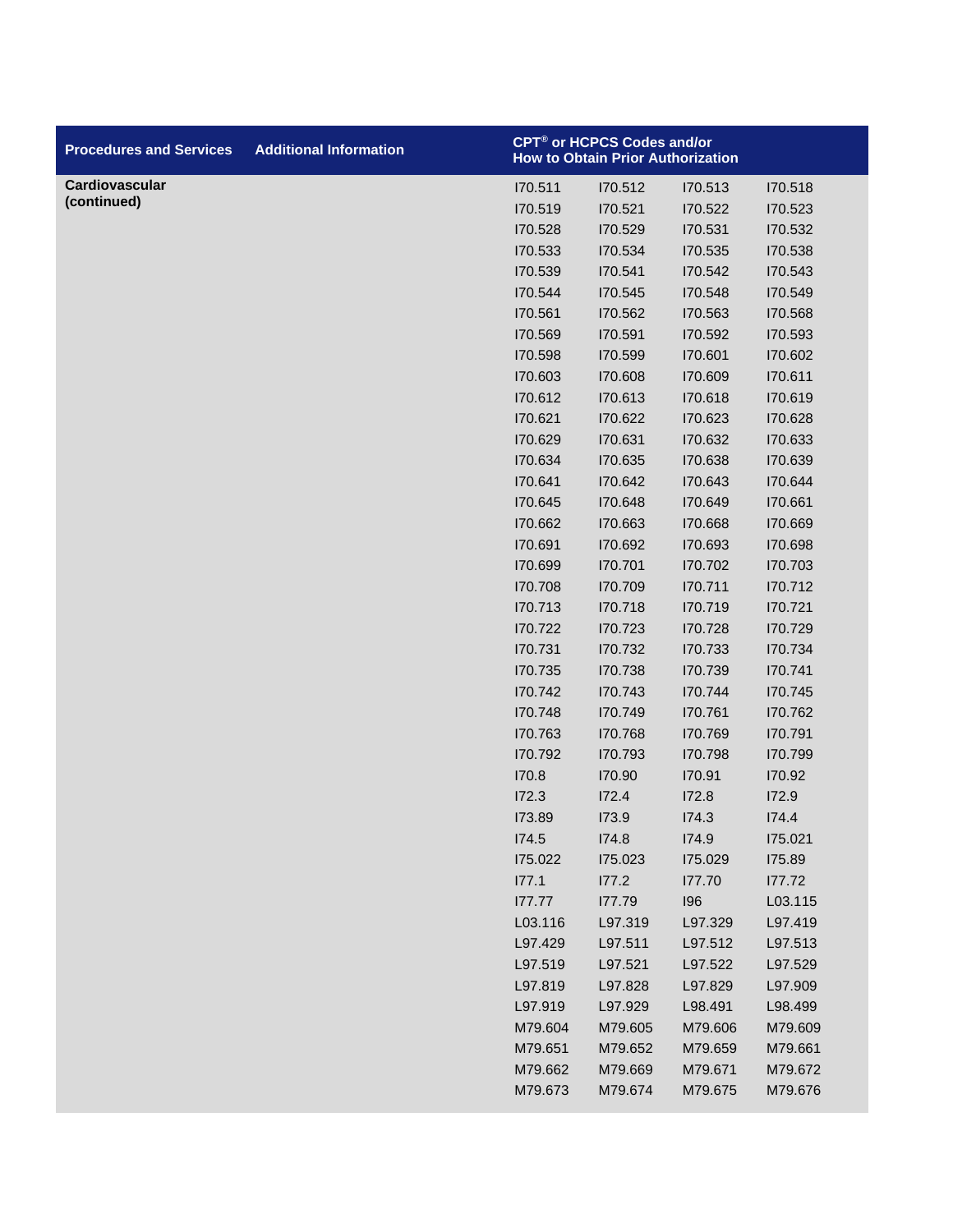| Procedures and Services | Additional Information | CPT® or HCPCS Codes and/or How to Obtain Prior Authorization | | | |
|---|---|---|---|---|---|
| **Cardiovascular (continued)** | | I70.511 | I70.512 | I70.513 | I70.518 |
| | | I70.519 | I70.521 | I70.522 | I70.523 |
| | | I70.528 | I70.529 | I70.531 | I70.532 |
| | | I70.533 | I70.534 | I70.535 | I70.538 |
| | | I70.539 | I70.541 | I70.542 | I70.543 |
| | | I70.544 | I70.545 | I70.548 | I70.549 |
| | | I70.561 | I70.562 | I70.563 | I70.568 |
| | | I70.569 | I70.591 | I70.592 | I70.593 |
| | | I70.598 | I70.599 | I70.601 | I70.602 |
| | | I70.603 | I70.608 | I70.609 | I70.611 |
| | | I70.612 | I70.613 | I70.618 | I70.619 |
| | | I70.621 | I70.622 | I70.623 | I70.628 |
| | | I70.629 | I70.631 | I70.632 | I70.633 |
| | | I70.634 | I70.635 | I70.638 | I70.639 |
| | | I70.641 | I70.642 | I70.643 | I70.644 |
| | | I70.645 | I70.648 | I70.649 | I70.661 |
| | | I70.662 | I70.663 | I70.668 | I70.669 |
| | | I70.691 | I70.692 | I70.693 | I70.698 |
| | | I70.699 | I70.701 | I70.702 | I70.703 |
| | | I70.708 | I70.709 | I70.711 | I70.712 |
| | | I70.713 | I70.718 | I70.719 | I70.721 |
| | | I70.722 | I70.723 | I70.728 | I70.729 |
| | | I70.731 | I70.732 | I70.733 | I70.734 |
| | | I70.735 | I70.738 | I70.739 | I70.741 |
| | | I70.742 | I70.743 | I70.744 | I70.745 |
| | | I70.748 | I70.749 | I70.761 | I70.762 |
| | | I70.763 | I70.768 | I70.769 | I70.791 |
| | | I70.792 | I70.793 | I70.798 | I70.799 |
| | | I70.8 | I70.90 | I70.91 | I70.92 |
| | | I72.3 | I72.4 | I72.8 | I72.9 |
| | | I73.89 | I73.9 | I74.3 | I74.4 |
| | | I74.5 | I74.8 | I74.9 | I75.021 |
| | | I75.022 | I75.023 | I75.029 | I75.89 |
| | | I77.1 | I77.2 | I77.70 | I77.72 |
| | | I77.77 | I77.79 | I96 | L03.115 |
| | | L03.116 | L97.319 | L97.329 | L97.419 |
| | | L97.429 | L97.511 | L97.512 | L97.513 |
| | | L97.519 | L97.521 | L97.522 | L97.529 |
| | | L97.819 | L97.828 | L97.829 | L97.909 |
| | | L97.919 | L97.929 | L98.491 | L98.499 |
| | | M79.604 | M79.605 | M79.606 | M79.609 |
| | | M79.651 | M79.652 | M79.659 | M79.661 |
| | | M79.662 | M79.669 | M79.671 | M79.672 |
| | | M79.673 | M79.674 | M79.675 | M79.676 |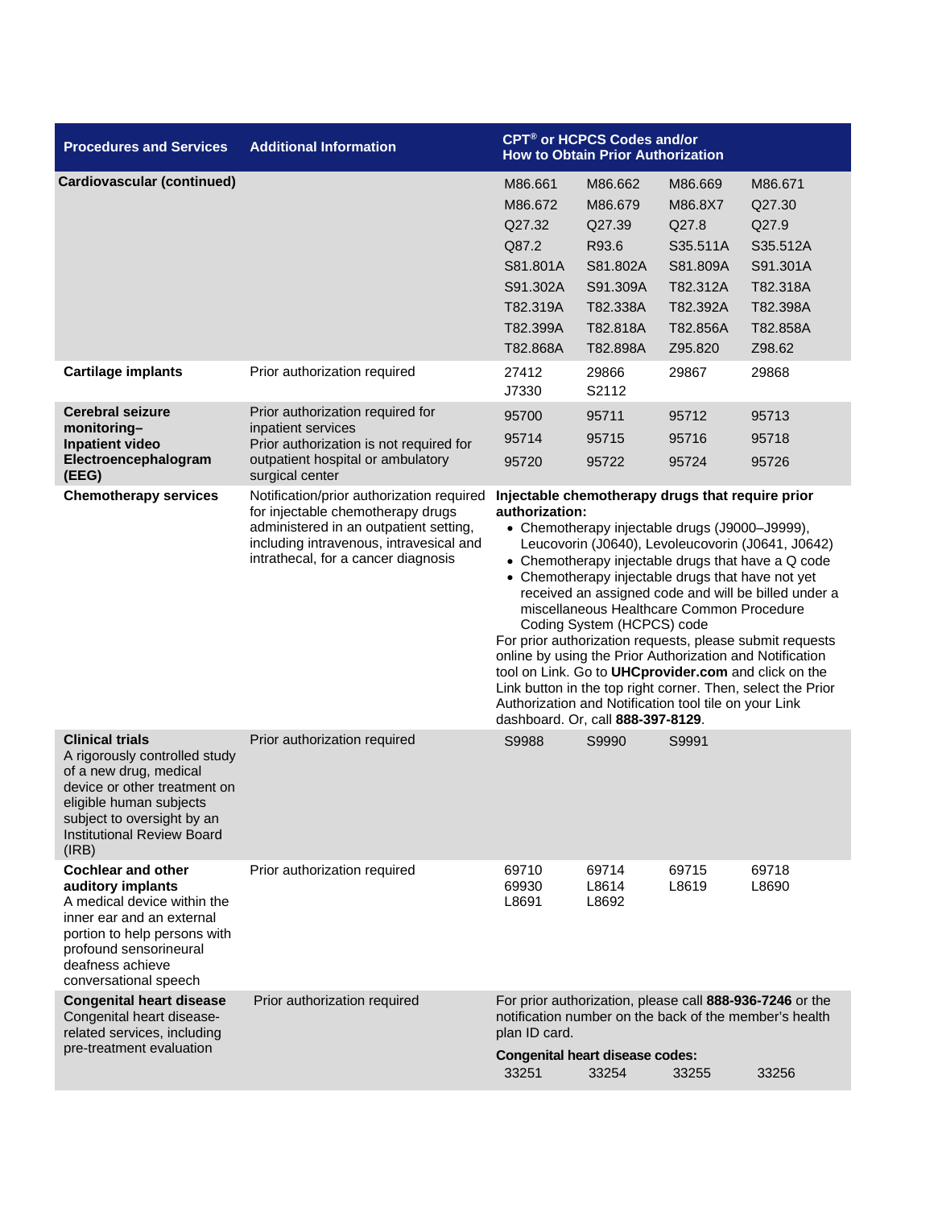| Procedures and Services | Additional Information | CPT® or HCPCS Codes and/or How to Obtain Prior Authorization |
|---|---|---|
| **Cardiovascular (continued)** | | M86.661 M86.662 M86.669 M86.671<br>M86.672 M86.679 M86.8X7 Q27.30<br>Q27.32 Q27.39 Q27.8 Q27.9<br>Q87.2 R93.6 S35.511A S35.512A<br>S81.801A S81.802A S81.809A S91.301A<br>S91.302A S91.309A T82.312A T82.318A<br>T82.319A T82.338A T82.392A T82.398A<br>T82.399A T82.818A T82.856A T82.858A<br>T82.868A T82.898A Z95.820 Z98.62 |
| **Cartilage implants** | Prior authorization required | 27412 29866 29867 29868<br>J7330 S2112 |
| **Cerebral seizure monitoring– Inpatient video Electroencephalogram (EEG)** | Prior authorization required for inpatient services<br>Prior authorization is not required for outpatient hospital or ambulatory surgical center | 95700 95711 95712 95713<br>95714 95715 95716 95718<br>95720 95722 95724 95726 |
| **Chemotherapy services** | Notification/prior authorization required for injectable chemotherapy drugs administered in an outpatient setting, including intravenous, intravesical and intrathecal, for a cancer diagnosis | **Injectable chemotherapy drugs that require prior authorization:**<br>• Chemotherapy injectable drugs (J9000–J9999), Leucovorin (J0640), Levoleucovorin (J0641, J0642)<br>• Chemotherapy injectable drugs that have a Q code<br>• Chemotherapy injectable drugs that have not yet received an assigned code and will be billed under a miscellaneous Healthcare Common Procedure Coding System (HCPCS) code<br>For prior authorization requests, please submit requests online by using the Prior Authorization and Notification tool on Link. Go to **UHCprovider.com** and click on the Link button in the top right corner. Then, select the Prior Authorization and Notification tool tile on your Link dashboard. Or, call **888-397-8129**. |
| **Clinical trials**<br>A rigorously controlled study of a new drug, medical device or other treatment on eligible human subjects subject to oversight by an Institutional Review Board (IRB) | Prior authorization required | S9988 S9990 S9991 |
| **Cochlear and other auditory implants**<br>A medical device within the inner ear and an external portion to help persons with profound sensorineural deafness achieve conversational speech | Prior authorization required | 69710 69714 69715 69718<br>69930 L8614 L8619 L8690<br>L8691 L8692 |
| **Congenital heart disease**<br>Congenital heart disease-related services, including pre-treatment evaluation | Prior authorization required | For prior authorization, please call **888-936-7246** or the notification number on the back of the member's health plan ID card.<br>**Congenital heart disease codes:**<br>33251 33254 33255 33256 |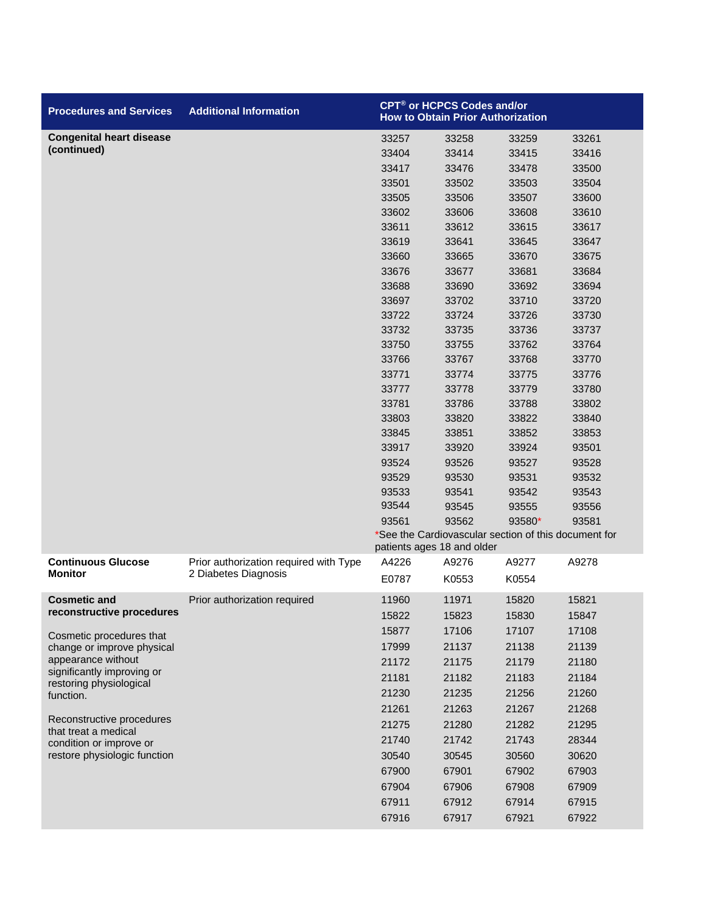| Procedures and Services | Additional Information | CPT® or HCPCS Codes and/or How to Obtain Prior Authorization | | | |
|---|---|---|---|---|---|
| **Congenital heart disease (continued)** | | 33257 | 33258 | 33259 | 33261 |
| | | 33404 | 33414 | 33415 | 33416 |
| | | 33417 | 33476 | 33478 | 33500 |
| | | 33501 | 33502 | 33503 | 33504 |
| | | 33505 | 33506 | 33507 | 33600 |
| | | 33602 | 33606 | 33608 | 33610 |
| | | 33611 | 33612 | 33615 | 33617 |
| | | 33619 | 33641 | 33645 | 33647 |
| | | 33660 | 33665 | 33670 | 33675 |
| | | 33676 | 33677 | 33681 | 33684 |
| | | 33688 | 33690 | 33692 | 33694 |
| | | 33697 | 33702 | 33710 | 33720 |
| | | 33722 | 33724 | 33726 | 33730 |
| | | 33732 | 33735 | 33736 | 33737 |
| | | 33750 | 33755 | 33762 | 33764 |
| | | 33766 | 33767 | 33768 | 33770 |
| | | 33771 | 33774 | 33775 | 33776 |
| | | 33777 | 33778 | 33779 | 33780 |
| | | 33781 | 33786 | 33788 | 33802 |
| | | 33803 | 33820 | 33822 | 33840 |
| | | 33845 | 33851 | 33852 | 33853 |
| | | 33917 | 33920 | 33924 | 93501 |
| | | 93524 | 93526 | 93527 | 93528 |
| | | 93529 | 93530 | 93531 | 93532 |
| | | 93533 | 93541 | 93542 | 93543 |
| | | 93544 | 93545 | 93555 | 93556 |
| | | 93561 | 93562 | 93580* | 93581 |
| | | *See the Cardiovascular section of this document for patients ages 18 and older | | | |
| **Continuous Glucose Monitor** | Prior authorization required with Type 2 Diabetes Diagnosis | A4226 | A9276 | A9277 | A9278 |
| | | E0787 | K0553 | K0554 | |
| **Cosmetic and reconstructive procedures**<br><br>Cosmetic procedures that change or improve physical appearance without significantly improving or restoring physiological function.<br><br>Reconstructive procedures that treat a medical condition or improve or restore physiologic function | Prior authorization required | 11960 | 11971 | 15820 | 15821 |
| | | 15822 | 15823 | 15830 | 15847 |
| | | 15877 | 17106 | 17107 | 17108 |
| | | 17999 | 21137 | 21138 | 21139 |
| | | 21172 | 21175 | 21179 | 21180 |
| | | 21181 | 21182 | 21183 | 21184 |
| | | 21230 | 21235 | 21256 | 21260 |
| | | 21261 | 21263 | 21267 | 21268 |
| | | 21275 | 21280 | 21282 | 21295 |
| | | 21740 | 21742 | 21743 | 28344 |
| | | 30540 | 30545 | 30560 | 30620 |
| | | 67900 | 67901 | 67902 | 67903 |
| | | 67904 | 67906 | 67908 | 67909 |
| | | 67911 | 67912 | 67914 | 67915 |
| | | 67916 | 67917 | 67921 | 67922 |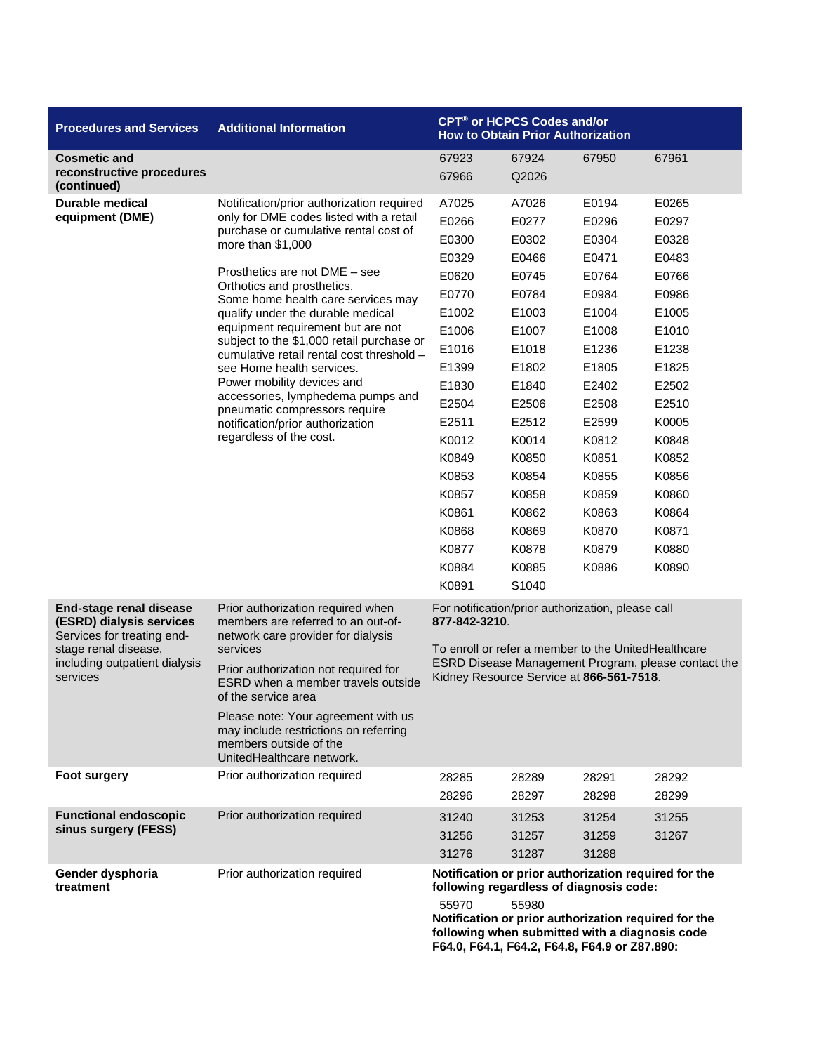| Procedures and Services | Additional Information | CPT® or HCPCS Codes and/or How to Obtain Prior Authorization | | | |
|---|---|---|---|---|---|
| **Cosmetic and reconstructive procedures (continued)** | | 67923 | 67924 | 67950 | 67961 |
| | | 67966 | Q2026 | | |
| **Durable medical equipment (DME)** | Notification/prior authorization required only for DME codes listed with a retail purchase or cumulative rental cost of more than $1,000<br><br>Prosthetics are not DME – see Orthotics and prosthetics.<br>Some home health care services may qualify under the durable medical equipment requirement but are not subject to the $1,000 retail purchase or cumulative retail rental cost threshold – see Home health services.<br>Power mobility devices and accessories, lymphedema pumps and pneumatic compressors require notification/prior authorization regardless of the cost. | A7025 | A7026 | E0194 | E0265 |
| | | E0266 | E0277 | E0296 | E0297 |
| | | E0300 | E0302 | E0304 | E0328 |
| | | E0329 | E0466 | E0471 | E0483 |
| | | E0620 | E0745 | E0764 | E0766 |
| | | E0770 | E0784 | E0984 | E0986 |
| | | E1002 | E1003 | E1004 | E1005 |
| | | E1006 | E1007 | E1008 | E1010 |
| | | E1016 | E1018 | E1236 | E1238 |
| | | E1399 | E1802 | E1805 | E1825 |
| | | E1830 | E1840 | E2402 | E2502 |
| | | E2504 | E2506 | E2508 | E2510 |
| | | E2511 | E2512 | E2599 | K0005 |
| | | K0012 | K0014 | K0812 | K0848 |
| | | K0849 | K0850 | K0851 | K0852 |
| | | K0853 | K0854 | K0855 | K0856 |
| | | K0857 | K0858 | K0859 | K0860 |
| | | K0861 | K0862 | K0863 | K0864 |
| | | K0868 | K0869 | K0870 | K0871 |
| | | K0877 | K0878 | K0879 | K0880 |
| | | K0884 | K0885 | K0886 | K0890 |
| | | K0891 | S1040 | | |
| **End-stage renal disease (ESRD) dialysis services**<br>Services for treating end-stage renal disease, including outpatient dialysis services | Prior authorization required when members are referred to an out-of-network care provider for dialysis services<br><br>Prior authorization not required for ESRD when a member travels outside of the service area<br><br>Please note: Your agreement with us may include restrictions on referring members outside of the UnitedHealthcare network. | For notification/prior authorization, please call **877-842-3210**.<br><br>To enroll or refer a member to the UnitedHealthcare ESRD Disease Management Program, please contact the Kidney Resource Service at **866-561-7518**. | | | |
| **Foot surgery** | Prior authorization required | 28285 | 28289 | 28291 | 28292 |
| | | 28296 | 28297 | 28298 | 28299 |
| **Functional endoscopic sinus surgery (FESS)** | Prior authorization required | 31240 | 31253 | 31254 | 31255 |
| | | 31256 | 31257 | 31259 | 31267 |
| | | 31276 | 31287 | 31288 | |
| **Gender dysphoria treatment** | Prior authorization required | **Notification or prior authorization required for the following regardless of diagnosis code:** | | | |
| | | 55970 | 55980 | | |
| | | **Notification or prior authorization required for the following when submitted with a diagnosis code F64.0, F64.1, F64.2, F64.8, F64.9 or Z87.890:** | | | |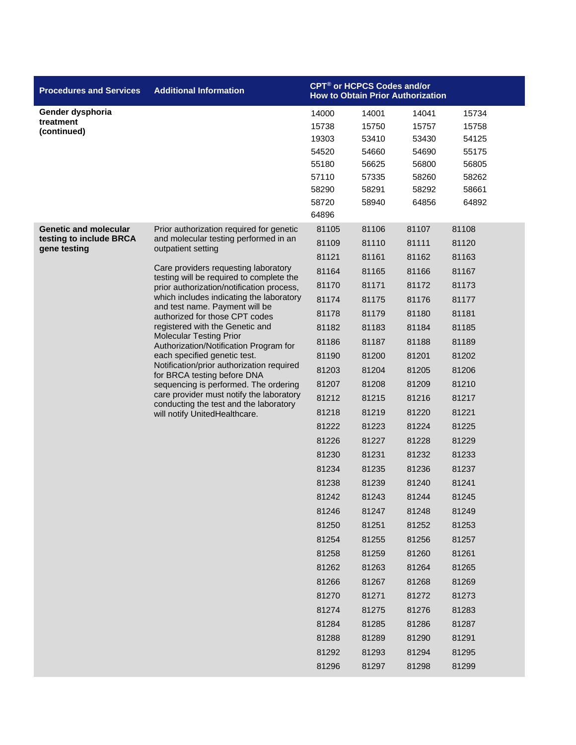| Procedures and Services | Additional Information | CPT® or HCPCS Codes and/or How to Obtain Prior Authorization | | | |
|---|---|---|---|---|---|
| **Gender dysphoria treatment (continued)** | | 14000 | 14001 | 14041 | 15734 |
| | | 15738 | 15750 | 15757 | 15758 |
| | | 19303 | 53410 | 53430 | 54125 |
| | | 54520 | 54660 | 54690 | 55175 |
| | | 55180 | 56625 | 56800 | 56805 |
| | | 57110 | 57335 | 58260 | 58262 |
| | | 58290 | 58291 | 58292 | 58661 |
| | | 58720 | 58940 | 64856 | 64892 |
| | | 64896 | | | |
| **Genetic and molecular testing to include BRCA gene testing** | Prior authorization required for genetic and molecular testing performed in an outpatient setting<br><br>Care providers requesting laboratory testing will be required to complete the prior authorization/notification process, which includes indicating the laboratory and test name. Payment will be authorized for those CPT codes registered with the Genetic and Molecular Testing Prior Authorization/Notification Program for each specified genetic test. Notification/prior authorization required for BRCA testing before DNA sequencing is performed. The ordering care provider must notify the laboratory conducting the test and the laboratory will notify UnitedHealthcare. | 81105 | 81106 | 81107 | 81108 |
| | | 81109 | 81110 | 81111 | 81120 |
| | | 81121 | 81161 | 81162 | 81163 |
| | | 81164 | 81165 | 81166 | 81167 |
| | | 81170 | 81171 | 81172 | 81173 |
| | | 81174 | 81175 | 81176 | 81177 |
| | | 81178 | 81179 | 81180 | 81181 |
| | | 81182 | 81183 | 81184 | 81185 |
| | | 81186 | 81187 | 81188 | 81189 |
| | | 81190 | 81200 | 81201 | 81202 |
| | | 81203 | 81204 | 81205 | 81206 |
| | | 81207 | 81208 | 81209 | 81210 |
| | | 81212 | 81215 | 81216 | 81217 |
| | | 81218 | 81219 | 81220 | 81221 |
| | | 81222 | 81223 | 81224 | 81225 |
| | | 81226 | 81227 | 81228 | 81229 |
| | | 81230 | 81231 | 81232 | 81233 |
| | | 81234 | 81235 | 81236 | 81237 |
| | | 81238 | 81239 | 81240 | 81241 |
| | | 81242 | 81243 | 81244 | 81245 |
| | | 81246 | 81247 | 81248 | 81249 |
| | | 81250 | 81251 | 81252 | 81253 |
| | | 81254 | 81255 | 81256 | 81257 |
| | | 81258 | 81259 | 81260 | 81261 |
| | | 81262 | 81263 | 81264 | 81265 |
| | | 81266 | 81267 | 81268 | 81269 |
| | | 81270 | 81271 | 81272 | 81273 |
| | | 81274 | 81275 | 81276 | 81283 |
| | | 81284 | 81285 | 81286 | 81287 |
| | | 81288 | 81289 | 81290 | 81291 |
| | | 81292 | 81293 | 81294 | 81295 |
| | | 81296 | 81297 | 81298 | 81299 |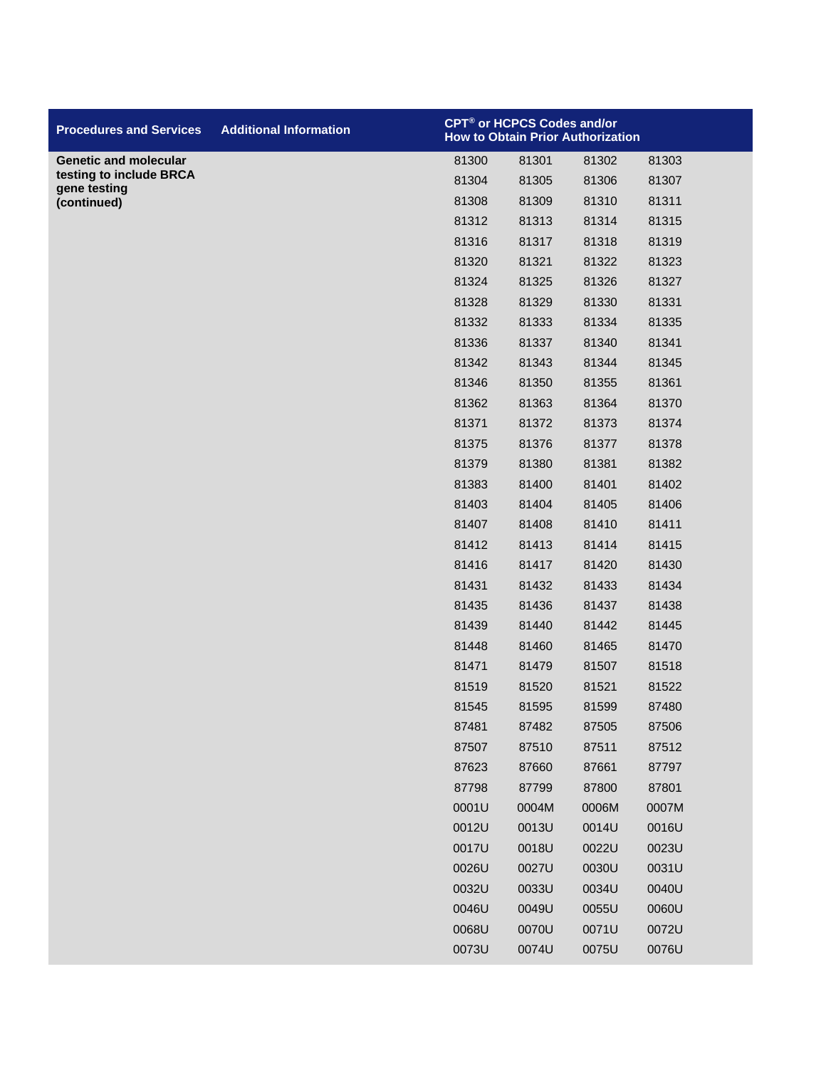| Procedures and Services | Additional Information | CPT® or HCPCS Codes and/or How to Obtain Prior Authorization | | | |
|---|---|---|---|---|---|
| **Genetic and molecular testing to include BRCA gene testing (continued)** | | 81300 | 81301 | 81302 | 81303 |
| | | 81304 | 81305 | 81306 | 81307 |
| | | 81308 | 81309 | 81310 | 81311 |
| | | 81312 | 81313 | 81314 | 81315 |
| | | 81316 | 81317 | 81318 | 81319 |
| | | 81320 | 81321 | 81322 | 81323 |
| | | 81324 | 81325 | 81326 | 81327 |
| | | 81328 | 81329 | 81330 | 81331 |
| | | 81332 | 81333 | 81334 | 81335 |
| | | 81336 | 81337 | 81340 | 81341 |
| | | 81342 | 81343 | 81344 | 81345 |
| | | 81346 | 81350 | 81355 | 81361 |
| | | 81362 | 81363 | 81364 | 81370 |
| | | 81371 | 81372 | 81373 | 81374 |
| | | 81375 | 81376 | 81377 | 81378 |
| | | 81379 | 81380 | 81381 | 81382 |
| | | 81383 | 81400 | 81401 | 81402 |
| | | 81403 | 81404 | 81405 | 81406 |
| | | 81407 | 81408 | 81410 | 81411 |
| | | 81412 | 81413 | 81414 | 81415 |
| | | 81416 | 81417 | 81420 | 81430 |
| | | 81431 | 81432 | 81433 | 81434 |
| | | 81435 | 81436 | 81437 | 81438 |
| | | 81439 | 81440 | 81442 | 81445 |
| | | 81448 | 81460 | 81465 | 81470 |
| | | 81471 | 81479 | 81507 | 81518 |
| | | 81519 | 81520 | 81521 | 81522 |
| | | 81545 | 81595 | 81599 | 87480 |
| | | 87481 | 87482 | 87505 | 87506 |
| | | 87507 | 87510 | 87511 | 87512 |
| | | 87623 | 87660 | 87661 | 87797 |
| | | 87798 | 87799 | 87800 | 87801 |
| | | 0001U | 0004M | 0006M | 0007M |
| | | 0012U | 0013U | 0014U | 0016U |
| | | 0017U | 0018U | 0022U | 0023U |
| | | 0026U | 0027U | 0030U | 0031U |
| | | 0032U | 0033U | 0034U | 0040U |
| | | 0046U | 0049U | 0055U | 0060U |
| | | 0068U | 0070U | 0071U | 0072U |
| | | 0073U | 0074U | 0075U | 0076U |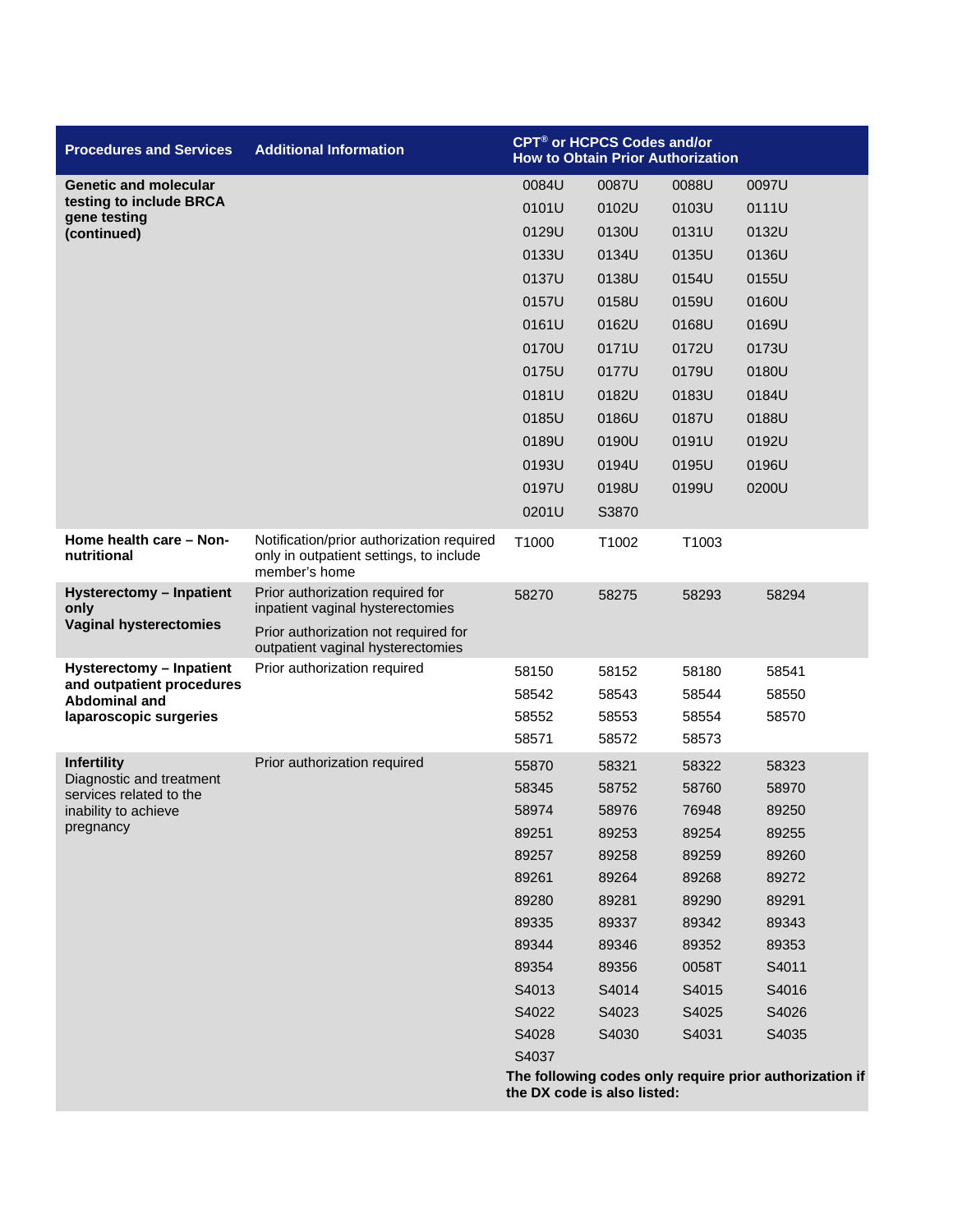| Procedures and Services | Additional Information | CPT® or HCPCS Codes and/or How to Obtain Prior Authorization | | | |
|---|---|---|---|---|---|
| **Genetic and molecular testing to include BRCA gene testing (continued)** | | 0084U | 0087U | 0088U | 0097U |
| | | 0101U | 0102U | 0103U | 0111U |
| | | 0129U | 0130U | 0131U | 0132U |
| | | 0133U | 0134U | 0135U | 0136U |
| | | 0137U | 0138U | 0154U | 0155U |
| | | 0157U | 0158U | 0159U | 0160U |
| | | 0161U | 0162U | 0168U | 0169U |
| | | 0170U | 0171U | 0172U | 0173U |
| | | 0175U | 0177U | 0179U | 0180U |
| | | 0181U | 0182U | 0183U | 0184U |
| | | 0185U | 0186U | 0187U | 0188U |
| | | 0189U | 0190U | 0191U | 0192U |
| | | 0193U | 0194U | 0195U | 0196U |
| | | 0197U | 0198U | 0199U | 0200U |
| | | 0201U | S3870 | | |
| **Home health care – Non-nutritional** | Notification/prior authorization required only in outpatient settings, to include member's home | T1000 | T1002 | T1003 | |
| **Hysterectomy – Inpatient only** **Vaginal hysterectomies** | Prior authorization required for inpatient vaginal hysterectomies Prior authorization not required for outpatient vaginal hysterectomies | 58270 | 58275 | 58293 | 58294 |
| **Hysterectomy – Inpatient and outpatient procedures Abdominal and laparoscopic surgeries** | Prior authorization required | 58150 | 58152 | 58180 | 58541 |
| | | 58542 | 58543 | 58544 | 58550 |
| | | 58552 | 58553 | 58554 | 58570 |
| | | 58571 | 58572 | 58573 | |
| **Infertility** Diagnostic and treatment services related to the inability to achieve pregnancy | Prior authorization required | 55870 | 58321 | 58322 | 58323 |
| | | 58345 | 58752 | 58760 | 58970 |
| | | 58974 | 58976 | 76948 | 89250 |
| | | 89251 | 89253 | 89254 | 89255 |
| | | 89257 | 89258 | 89259 | 89260 |
| | | 89261 | 89264 | 89268 | 89272 |
| | | 89280 | 89281 | 89290 | 89291 |
| | | 89335 | 89337 | 89342 | 89343 |
| | | 89344 | 89346 | 89352 | 89353 |
| | | 89354 | 89356 | 0058T | S4011 |
| | | S4013 | S4014 | S4015 | S4016 |
| | | S4022 | S4023 | S4025 | S4026 |
| | | S4028 | S4030 | S4031 | S4035 |
| | | S4037 | | | |
| | | **The following codes only require prior authorization if the DX code is also listed:** | | | |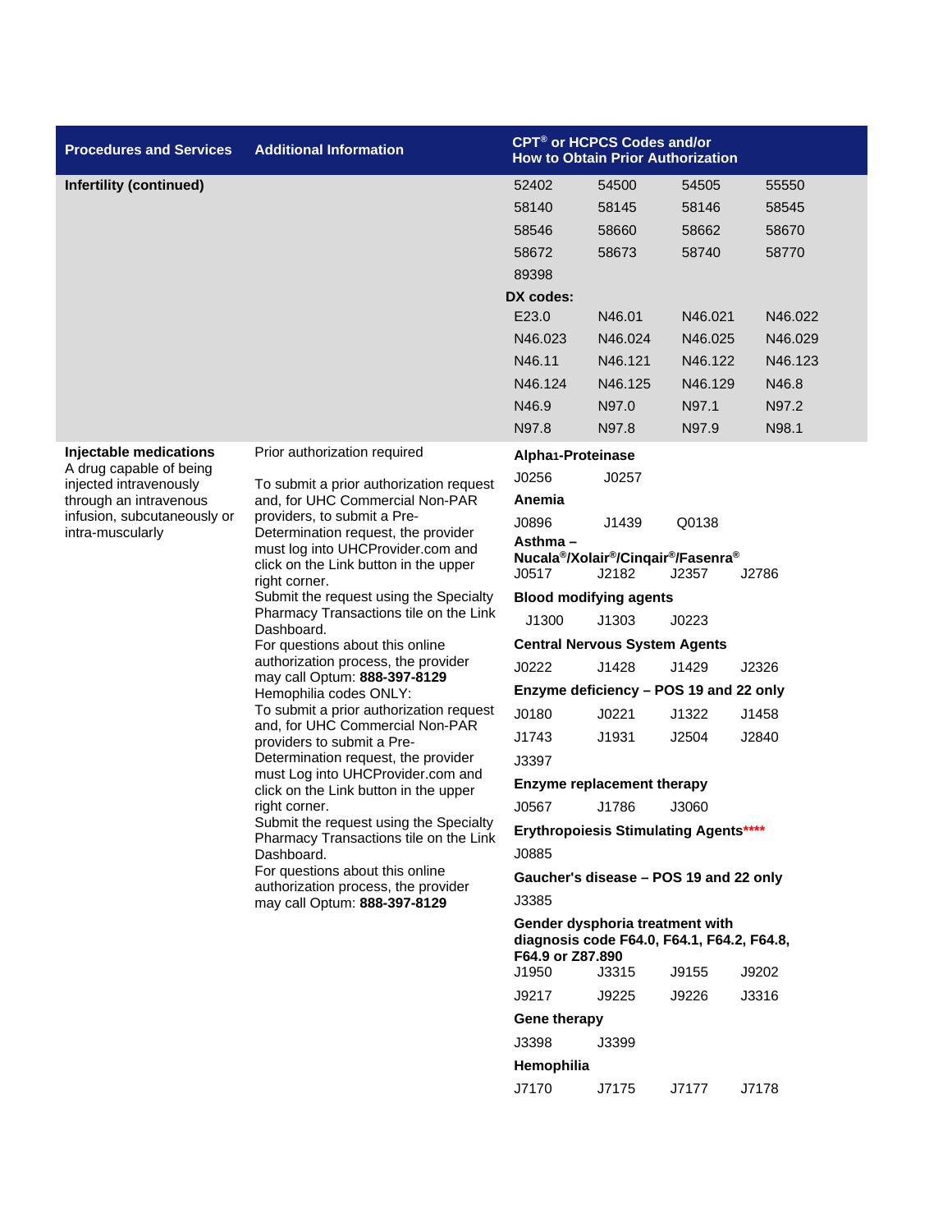| Procedures and Services | Additional Information | CPT® or HCPCS Codes and/or How to Obtain Prior Authorization |
|---|---|---|
| **Infertility (continued)** | | 52402 54500 54505 55550<br>58140 58145 58146 58545<br>58546 58660 58662 58670<br>58672 58673 58740 58770<br>89398<br>**DX codes:**<br>E23.0 N46.01 N46.021 N46.022<br>N46.023 N46.024 N46.025 N46.029<br>N46.11 N46.121 N46.122 N46.123<br>N46.124 N46.125 N46.129 N46.8<br>N46.9 N97.0 N97.1 N97.2<br>N97.8 N97.8 N97.9 N98.1 |
| **Injectable medications**<br>A drug capable of being injected intravenously through an intravenous infusion, subcutaneously or intra-muscularly | Prior authorization required<br><br>To submit a prior authorization request and, for UHC Commercial Non-PAR providers, to submit a Pre-Determination request, the provider must log into UHCProvider.com and click on the Link button in the upper right corner.<br>Submit the request using the Specialty Pharmacy Transactions tile on the Link Dashboard.<br>For questions about this online authorization process, the provider may call Optum: **888-397-8129**<br>Hemophilia codes ONLY:<br>To submit a prior authorization request and, for UHC Commercial Non-PAR providers to submit a Pre-Determination request, the provider must Log into UHCProvider.com and click on the Link button in the upper right corner.<br>Submit the request using the Specialty Pharmacy Transactions tile on the Link Dashboard.<br>For questions about this online authorization process, the provider may call Optum: **888-397-8129** | **Alpha1-Proteinase**<br>J0256 J0257<br>**Anemia**<br>J0896 J1439 Q0138<br>**Asthma – Nucala®/Xolair®/Cinqair®/Fasenra®**<br>J0517 J2182 J2357 J2786<br>**Blood modifying agents**<br>J1300 J1303 J0223<br>**Central Nervous System Agents**<br>J0222 J1428 J1429 J2326<br>**Enzyme deficiency – POS 19 and 22 only**<br>J0180 J0221 J1322 J1458<br>J1743 J1931 J2504 J2840<br>J3397<br>**Enzyme replacement therapy**<br>J0567 J1786 J3060<br>**Erythropoiesis Stimulating Agents\*\*\*\***<br>J0885<br>**Gaucher's disease – POS 19 and 22 only**<br>J3385<br>**Gender dysphoria treatment with diagnosis code F64.0, F64.1, F64.2, F64.8, F64.9 or Z87.890**<br>J1950 J3315 J9155 J9202<br>J9217 J9225 J9226 J3316<br>**Gene therapy**<br>J3398 J3399<br>**Hemophilia**<br>J7170 J7175 J7177 J7178 |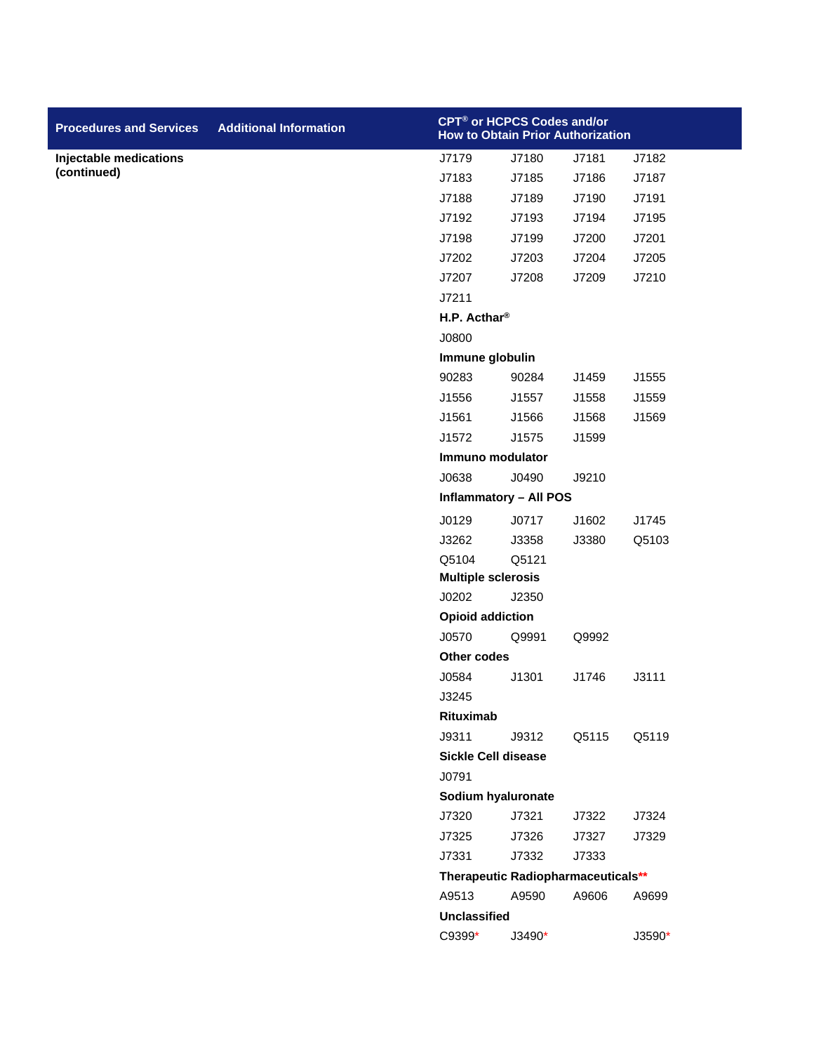| Procedures and Services | Additional Information | CPT® or HCPCS Codes and/or How to Obtain Prior Authorization |
|---|---|---|
| **Injectable medications (continued)** | | J7179 J7180 J7181 J7182<br>J7183 J7185 J7186 J7187<br>J7188 J7189 J7190 J7191<br>J7192 J7193 J7194 J7195<br>J7198 J7199 J7200 J7201<br>J7202 J7203 J7204 J7205<br>J7207 J7208 J7209 J7210<br>J7211<br>**H.P. Acthar®**<br>J0800<br>**Immune globulin**<br>90283 90284 J1459 J1555<br>J1556 J1557 J1558 J1559<br>J1561 J1566 J1568 J1569<br>J1572 J1575 J1599<br>**Immuno modulator**<br>J0638 J0490 J9210<br>**Inflammatory – All POS**<br>J0129 J0717 J1602 J1745<br>J3262 J3358 J3380 Q5103<br>Q5104 Q5121<br>**Multiple sclerosis**<br>J0202 J2350<br>**Opioid addiction**<br>J0570 Q9991 Q9992<br>**Other codes**<br>J0584 J1301 J1746 J3111<br>J3245<br>**Rituximab**<br>J9311 J9312 Q5115 Q5119<br>**Sickle Cell disease**<br>J0791<br>**Sodium hyaluronate**<br>J7320 J7321 J7322 J7324<br>J7325 J7326 J7327 J7329<br>J7331 J7332 J7333<br>**Therapeutic Radiopharmaceuticals****<br>A9513 A9590 A9606 A9699<br>**Unclassified**<br>C9399* J3490* J3590* |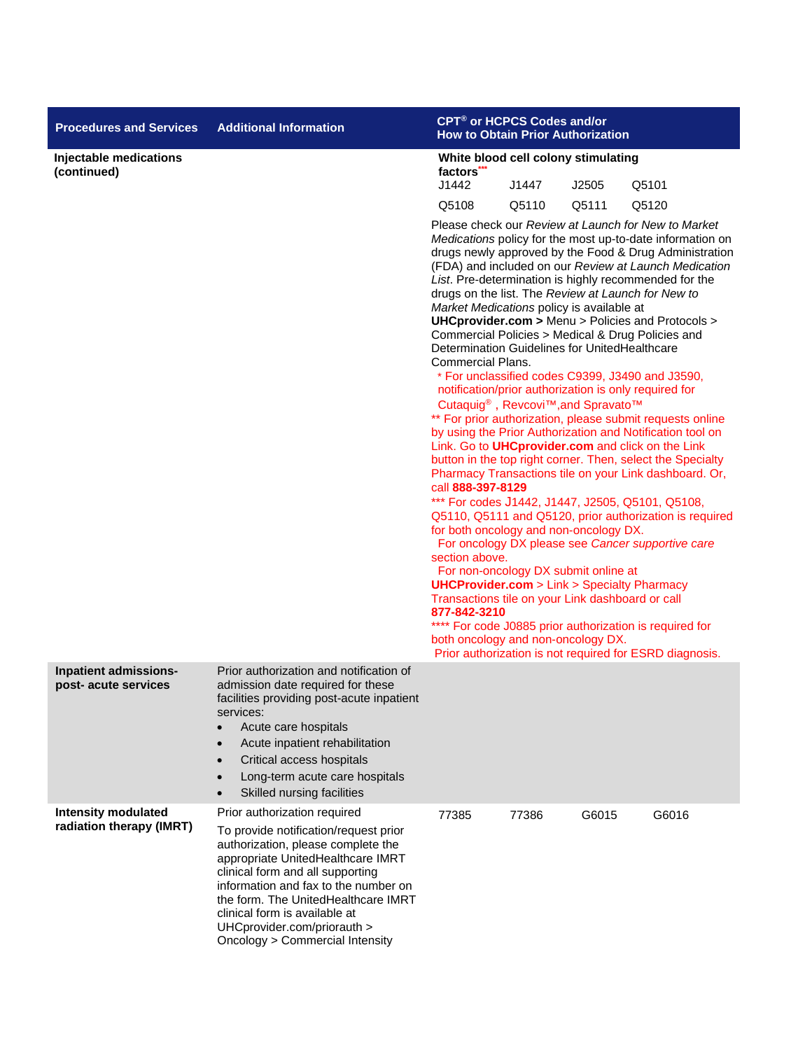| Procedures and Services | Additional Information | CPT® or HCPCS Codes and/or How to Obtain Prior Authorization |
|---|---|---|
| **Injectable medications (continued)** | | **White blood cell colony stimulating factors*****<br>J1442 J1447 J2505 Q5101<br>Q5108 Q5110 Q5111 Q5120<br><br>Please check our *Review at Launch for New to Market Medications* policy for the most up-to-date information on drugs newly approved by the Food & Drug Administration (FDA) and included on our *Review at Launch Medication List*. Pre-determination is highly recommended for the drugs on the list. The *Review at Launch for New to Market Medications* policy is available at **UHCprovider.com >** Menu > Policies and Protocols > Commercial Policies > Medical & Drug Policies and Determination Guidelines for UnitedHealthcare Commercial Plans.<br>* For unclassified codes C9399, J3490 and J3590, notification/prior authorization is only required for Cutaquig®, Revcovi™,and Spravato™<br>** For prior authorization, please submit requests online by using the Prior Authorization and Notification tool on Link. Go to **UHCprovider.com** and click on the Link button in the top right corner. Then, select the Specialty Pharmacy Transactions tile on your Link dashboard. Or, call **888-397-8129**<br>*** For codes J1442, J1447, J2505, Q5101, Q5108, Q5110, Q5111 and Q5120, prior authorization is required for both oncology and non-oncology DX.<br>For oncology DX please see *Cancer supportive care* section above.<br>For non-oncology DX submit online at **UHCProvider.com** > Link > Specialty Pharmacy Transactions tile on your Link dashboard or call **877-842-3210**<br>**** For code J0885 prior authorization is required for both oncology and non-oncology DX.<br>Prior authorization is not required for ESRD diagnosis. |
| **Inpatient admissions- post- acute services** | Prior authorization and notification of admission date required for these facilities providing post-acute inpatient services:<br>• Acute care hospitals<br>• Acute inpatient rehabilitation<br>• Critical access hospitals<br>• Long-term acute care hospitals<br>• Skilled nursing facilities | |
| **Intensity modulated radiation therapy (IMRT)** | Prior authorization required<br>To provide notification/request prior authorization, please complete the appropriate UnitedHealthcare IMRT clinical form and all supporting information and fax to the number on the form. The UnitedHealthcare IMRT clinical form is available at UHCprovider.com/priorauth > Oncology > Commercial Intensity | 77385 77386 G6015 G6016 |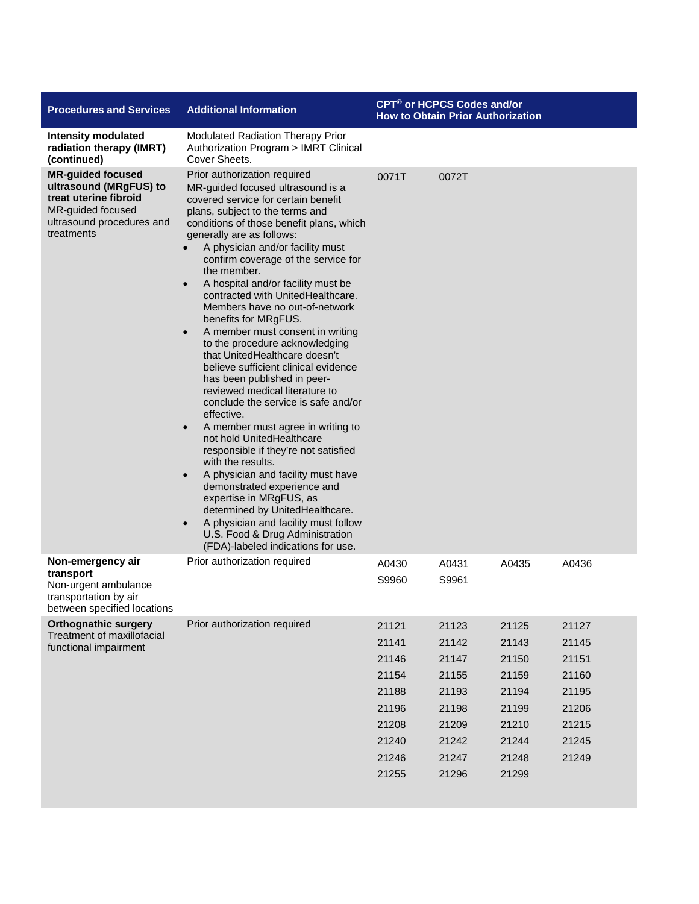| Procedures and Services | Additional Information | CPT® or HCPCS Codes and/or How to Obtain Prior Authorization | | | |
|---|---|---|---|---|---|
| **Intensity modulated radiation therapy (IMRT) (continued)** | Modulated Radiation Therapy Prior Authorization Program > IMRT Clinical Cover Sheets. | | | | |
| **MR-guided focused ultrasound (MRgFUS) to treat uterine fibroid**<br>MR-guided focused ultrasound procedures and treatments | Prior authorization required<br>MR-guided focused ultrasound is a covered service for certain benefit plans, subject to the terms and conditions of those benefit plans, which generally are as follows:<br>• A physician and/or facility must confirm coverage of the service for the member.<br>• A hospital and/or facility must be contracted with UnitedHealthcare. Members have no out-of-network benefits for MRgFUS.<br>• A member must consent in writing to the procedure acknowledging that UnitedHealthcare doesn't believe sufficient clinical evidence has been published in peer-reviewed medical literature to conclude the service is safe and/or effective.<br>• A member must agree in writing to not hold UnitedHealthcare responsible if they're not satisfied with the results.<br>• A physician and facility must have demonstrated experience and expertise in MRgFUS, as determined by UnitedHealthcare.<br>• A physician and facility must follow U.S. Food & Drug Administration (FDA)-labeled indications for use. | 0071T | 0072T | | |
| **Non-emergency air transport**<br>Non-urgent ambulance transportation by air between specified locations | Prior authorization required | A0430 | A0431 | A0435 | A0436 |
| | | S9960 | S9961 | | |
| **Orthognathic surgery**<br>Treatment of maxillofacial functional impairment | Prior authorization required | 21121 | 21123 | 21125 | 21127 |
| | | 21141 | 21142 | 21143 | 21145 |
| | | 21146 | 21147 | 21150 | 21151 |
| | | 21154 | 21155 | 21159 | 21160 |
| | | 21188 | 21193 | 21194 | 21195 |
| | | 21196 | 21198 | 21199 | 21206 |
| | | 21208 | 21209 | 21210 | 21215 |
| | | 21240 | 21242 | 21244 | 21245 |
| | | 21246 | 21247 | 21248 | 21249 |
| | | 21255 | 21296 | 21299 | |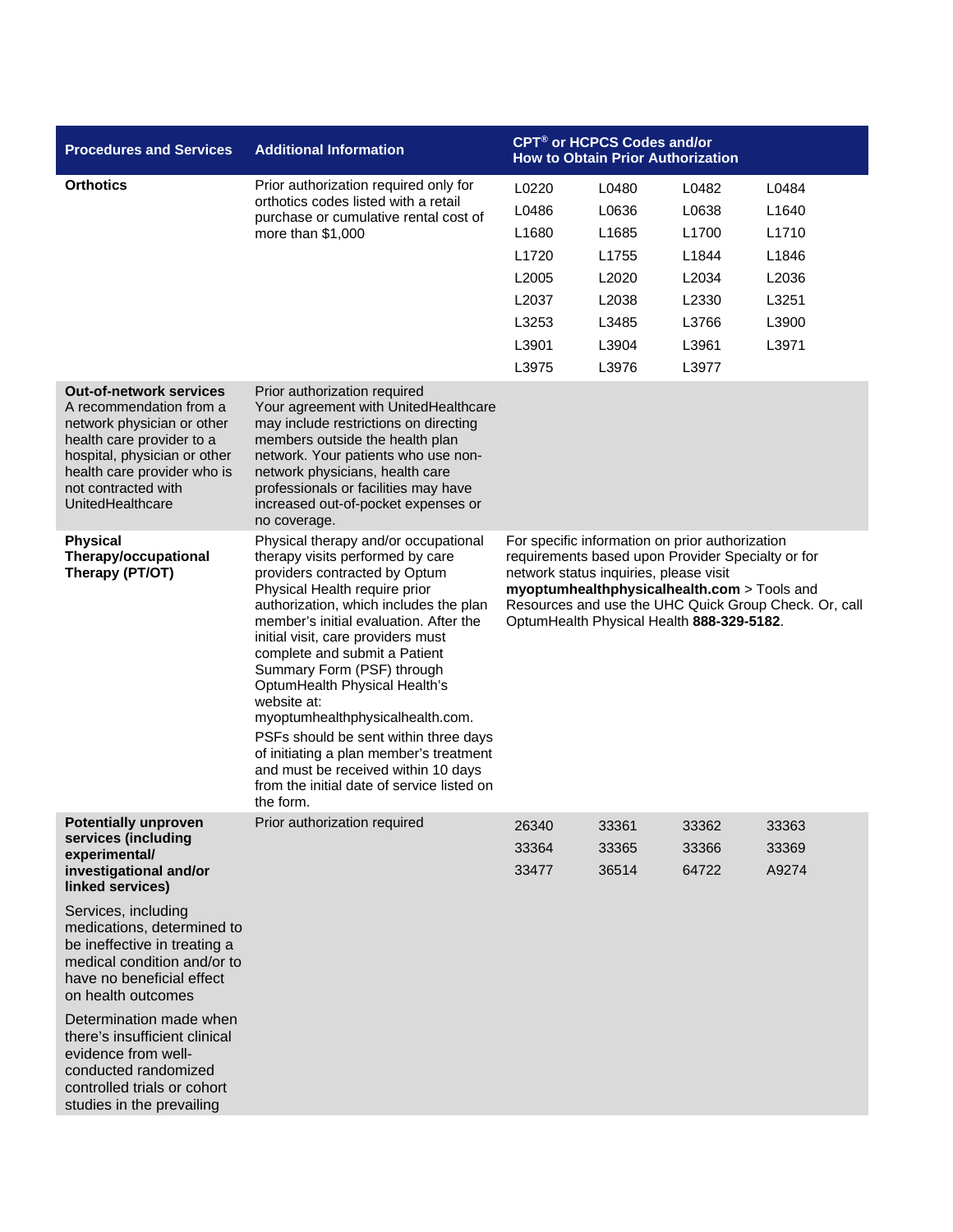| Procedures and Services | Additional Information | CPT® or HCPCS Codes and/or How to Obtain Prior Authorization | | | |
|---|---|---|---|---|---|
| **Orthotics** | Prior authorization required only for orthotics codes listed with a retail purchase or cumulative rental cost of more than $1,000 | L0220 | L0480 | L0482 | L0484 |
| | | L0486 | L0636 | L0638 | L1640 |
| | | L1680 | L1685 | L1700 | L1710 |
| | | L1720 | L1755 | L1844 | L1846 |
| | | L2005 | L2020 | L2034 | L2036 |
| | | L2037 | L2038 | L2330 | L3251 |
| | | L3253 | L3485 | L3766 | L3900 |
| | | L3901 | L3904 | L3961 | L3971 |
| | | L3975 | L3976 | L3977 | |
| **Out-of-network services** A recommendation from a network physician or other health care provider to a hospital, physician or other health care provider who is not contracted with UnitedHealthcare | Prior authorization required Your agreement with UnitedHealthcare may include restrictions on directing members outside the health plan network. Your patients who use non-network physicians, health care professionals or facilities may have increased out-of-pocket expenses or no coverage. | | | | |
| **Physical Therapy/occupational Therapy (PT/OT)** | Physical therapy and/or occupational therapy visits performed by care providers contracted by Optum Physical Health require prior authorization, which includes the plan member's initial evaluation. After the initial visit, care providers must complete and submit a Patient Summary Form (PSF) through OptumHealth Physical Health's website at: myoptumhealthphysicalhealth.com. PSFs should be sent within three days of initiating a plan member's treatment and must be received within 10 days from the initial date of service listed on the form. | For specific information on prior authorization requirements based upon Provider Specialty or for network status inquiries, please visit **myoptumhealthphysicalhealth.com** > Tools and Resources and use the UHC Quick Group Check. Or, call OptumHealth Physical Health **888-329-5182**. | | | |
| **Potentially unproven services (including experimental/ investigational and/or linked services)** Services, including medications, determined to be ineffective in treating a medical condition and/or to have no beneficial effect on health outcomes Determination made when there's insufficient clinical evidence from well-conducted randomized controlled trials or cohort studies in the prevailing | Prior authorization required | 26340 | 33361 | 33362 | 33363 |
| | | 33364 | 33365 | 33366 | 33369 |
| | | 33477 | 36514 | 64722 | A9274 |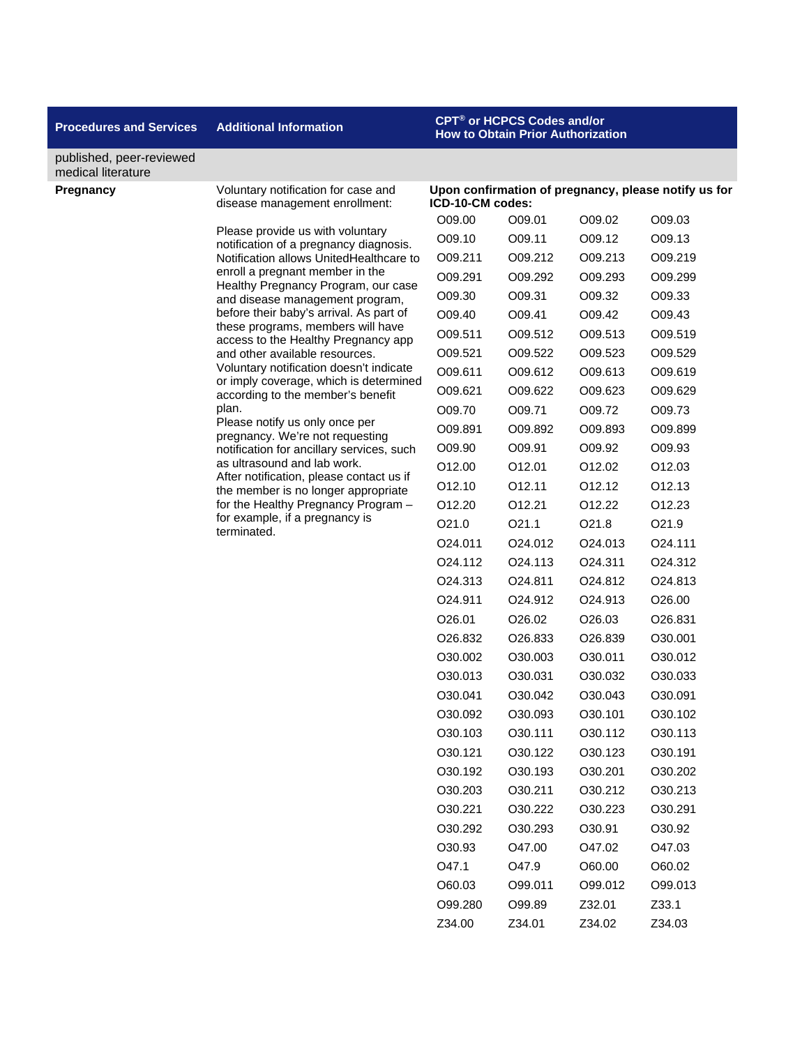| Procedures and Services | Additional Information | CPT® or HCPCS Codes and/or How to Obtain Prior Authorization |
|---|---|---|
| published, peer-reviewed medical literature | | |
| **Pregnancy** | Voluntary notification for case and disease management enrollment:<br><br>Please provide us with voluntary notification of a pregnancy diagnosis. Notification allows UnitedHealthcare to enroll a pregnant member in the Healthy Pregnancy Program, our case and disease management program, before their baby's arrival. As part of these programs, members will have access to the Healthy Pregnancy app and other available resources. Voluntary notification doesn't indicate or imply coverage, which is determined according to the member's benefit plan.<br>Please notify us only once per pregnancy. We're not requesting notification for ancillary services, such as ultrasound and lab work.<br>After notification, please contact us if the member is no longer appropriate for the Healthy Pregnancy Program – for example, if a pregnancy is terminated. | **Upon confirmation of pregnancy, please notify us for ICD-10-CM codes:**<br>O09.00 O09.01 O09.02 O09.03<br>O09.10 O09.11 O09.12 O09.13<br>O09.211 O09.212 O09.213 O09.219<br>O09.291 O09.292 O09.293 O09.299<br>O09.30 O09.31 O09.32 O09.33<br>O09.40 O09.41 O09.42 O09.43<br>O09.511 O09.512 O09.513 O09.519<br>O09.521 O09.522 O09.523 O09.529<br>O09.611 O09.612 O09.613 O09.619<br>O09.621 O09.622 O09.623 O09.629<br>O09.70 O09.71 O09.72 O09.73<br>O09.891 O09.892 O09.893 O09.899<br>O09.90 O09.91 O09.92 O09.93<br>O12.00 O12.01 O12.02 O12.03<br>O12.10 O12.11 O12.12 O12.13<br>O12.20 O12.21 O12.22 O12.23<br>O21.0 O21.1 O21.8 O21.9<br>O24.011 O24.012 O24.013 O24.111<br>O24.112 O24.113 O24.311 O24.312<br>O24.313 O24.811 O24.812 O24.813<br>O24.911 O24.912 O24.913 O26.00<br>O26.01 O26.02 O26.03 O26.831<br>O26.832 O26.833 O26.839 O30.001<br>O30.002 O30.003 O30.011 O30.012<br>O30.013 O30.031 O30.032 O30.033<br>O30.041 O30.042 O30.043 O30.091<br>O30.092 O30.093 O30.101 O30.102<br>O30.103 O30.111 O30.112 O30.113<br>O30.121 O30.122 O30.123 O30.191<br>O30.192 O30.193 O30.201 O30.202<br>O30.203 O30.211 O30.212 O30.213<br>O30.221 O30.222 O30.223 O30.291<br>O30.292 O30.293 O30.91 O30.92<br>O30.93 O47.00 O47.02 O47.03<br>O47.1 O47.9 O60.00 O60.02<br>O60.03 O99.011 O99.012 O99.013<br>O99.280 O99.89 Z32.01 Z33.1<br>Z34.00 Z34.01 Z34.02 Z34.03 |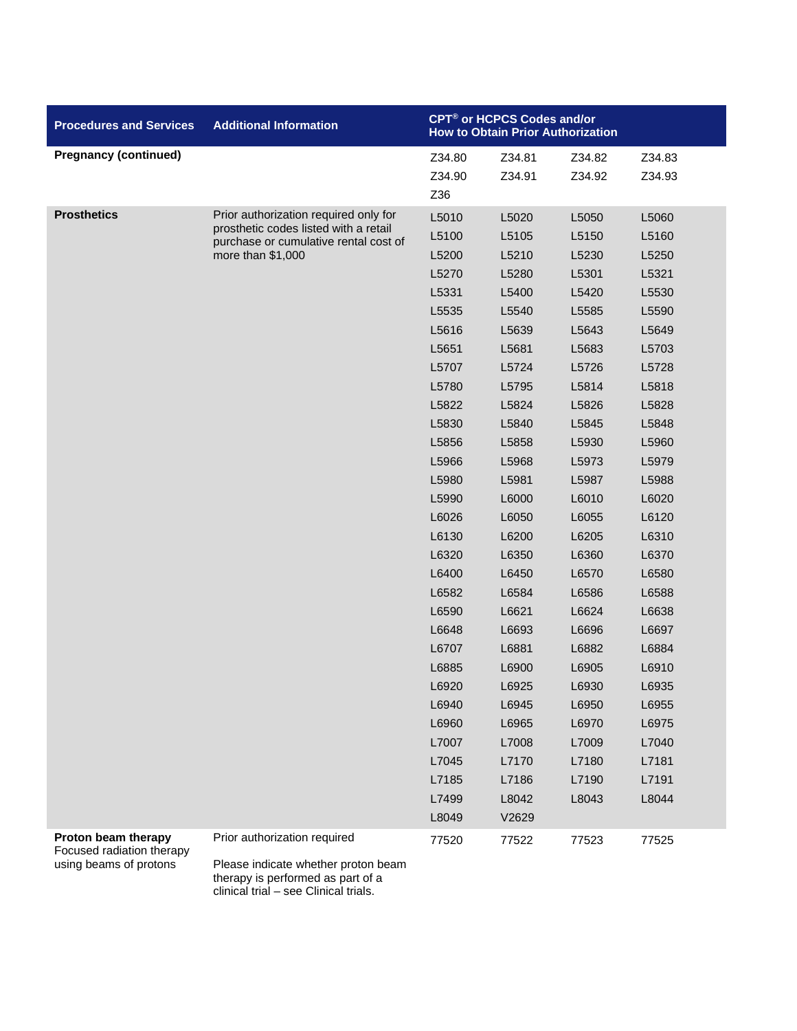| Procedures and Services | Additional Information | CPT® or HCPCS Codes and/or How to Obtain Prior Authorization | | | |
|---|---|---|---|---|---|
| **Pregnancy (continued)** | | Z34.80 | Z34.81 | Z34.82 | Z34.83 |
| | | Z34.90 | Z34.91 | Z34.92 | Z34.93 |
| | | Z36 | | | |
| **Prosthetics** | Prior authorization required only for prosthetic codes listed with a retail purchase or cumulative rental cost of more than $1,000 | L5010 | L5020 | L5050 | L5060 |
| | | L5100 | L5105 | L5150 | L5160 |
| | | L5200 | L5210 | L5230 | L5250 |
| | | L5270 | L5280 | L5301 | L5321 |
| | | L5331 | L5400 | L5420 | L5530 |
| | | L5535 | L5540 | L5585 | L5590 |
| | | L5616 | L5639 | L5643 | L5649 |
| | | L5651 | L5681 | L5683 | L5703 |
| | | L5707 | L5724 | L5726 | L5728 |
| | | L5780 | L5795 | L5814 | L5818 |
| | | L5822 | L5824 | L5826 | L5828 |
| | | L5830 | L5840 | L5845 | L5848 |
| | | L5856 | L5858 | L5930 | L5960 |
| | | L5966 | L5968 | L5973 | L5979 |
| | | L5980 | L5981 | L5987 | L5988 |
| | | L5990 | L6000 | L6010 | L6020 |
| | | L6026 | L6050 | L6055 | L6120 |
| | | L6130 | L6200 | L6205 | L6310 |
| | | L6320 | L6350 | L6360 | L6370 |
| | | L6400 | L6450 | L6570 | L6580 |
| | | L6582 | L6584 | L6586 | L6588 |
| | | L6590 | L6621 | L6624 | L6638 |
| | | L6648 | L6693 | L6696 | L6697 |
| | | L6707 | L6881 | L6882 | L6884 |
| | | L6885 | L6900 | L6905 | L6910 |
| | | L6920 | L6925 | L6930 | L6935 |
| | | L6940 | L6945 | L6950 | L6955 |
| | | L6960 | L6965 | L6970 | L6975 |
| | | L7007 | L7008 | L7009 | L7040 |
| | | L7045 | L7170 | L7180 | L7181 |
| | | L7185 | L7186 | L7190 | L7191 |
| | | L7499 | L8042 | L8043 | L8044 |
| | | L8049 | V2629 | | |
| **Proton beam therapy** Focused radiation therapy using beams of protons | Prior authorization required<br><br>Please indicate whether proton beam therapy is performed as part of a clinical trial – see Clinical trials. | 77520 | 77522 | 77523 | 77525 |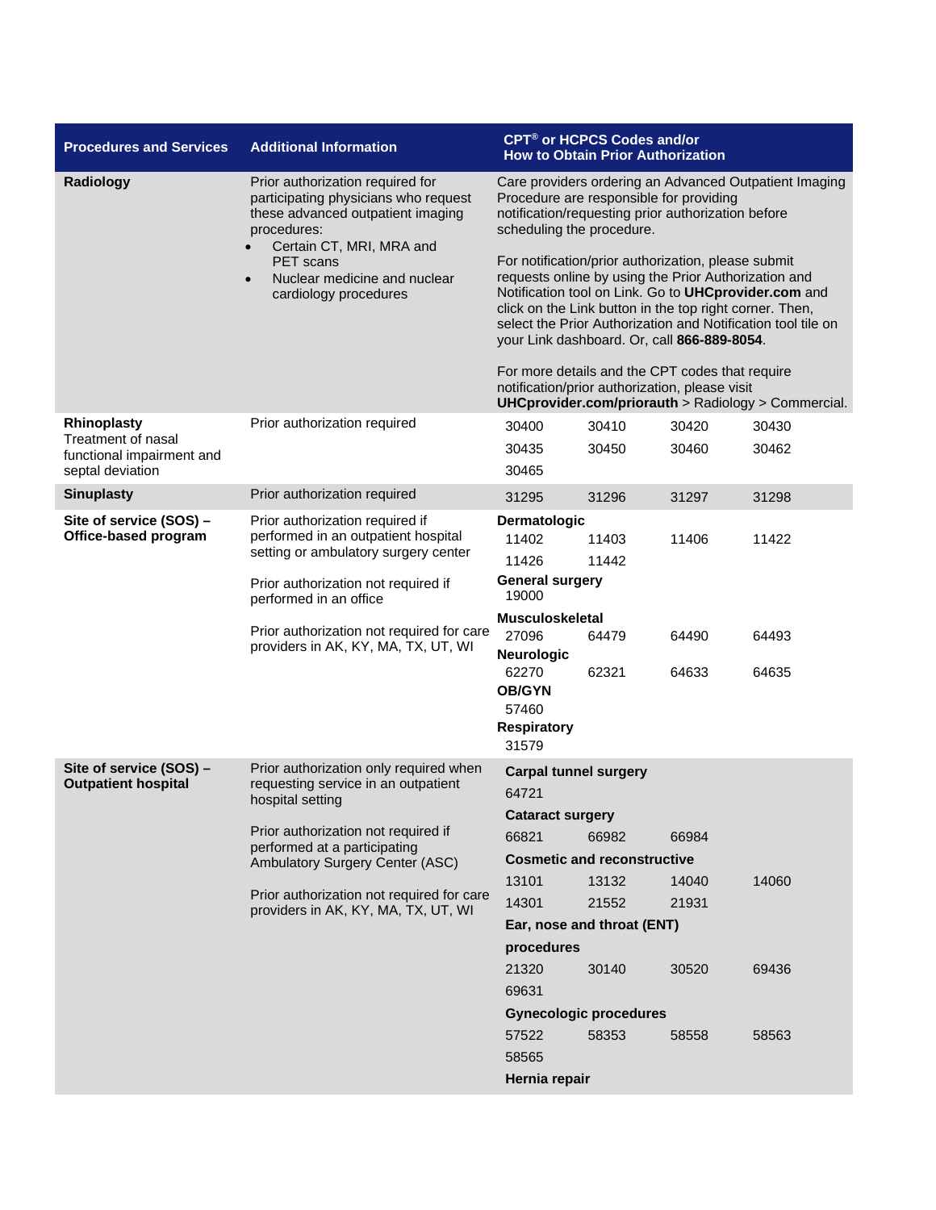| Procedures and Services | Additional Information | CPT® or HCPCS Codes and/or How to Obtain Prior Authorization |
| --- | --- | --- |
| **Radiology** | Prior authorization required for participating physicians who request these advanced outpatient imaging procedures:<br>• Certain CT, MRI, MRA and PET scans<br>• Nuclear medicine and nuclear cardiology procedures | Care providers ordering an Advanced Outpatient Imaging Procedure are responsible for providing notification/requesting prior authorization before scheduling the procedure.<br><br>For notification/prior authorization, please submit requests online by using the Prior Authorization and Notification tool on Link. Go to **UHCprovider.com** and click on the Link button in the top right corner. Then, select the Prior Authorization and Notification tool tile on your Link dashboard. Or, call **866-889-8054**.<br><br>For more details and the CPT codes that require notification/prior authorization, please visit **UHCprovider.com/priorauth** > Radiology > Commercial. |
| **Rhinoplasty**<br>Treatment of nasal functional impairment and septal deviation | Prior authorization required | 30400 30410 30420 30430<br>30435 30450 30460 30462<br>30465 |
| **Sinuplasty** | Prior authorization required | 31295 31296 31297 31298 |
| **Site of service (SOS) – Office-based program** | Prior authorization required if performed in an outpatient hospital setting or ambulatory surgery center<br><br>Prior authorization not required if performed in an office<br><br>Prior authorization not required for care providers in AK, KY, MA, TX, UT, WI | **Dermatologic**<br>11402 11403 11406 11422<br>11426 11442<br>**General surgery**<br>19000<br>**Musculoskeletal**<br>27096 64479 64490 64493<br>**Neurologic**<br>62270 62321 64633 64635<br>**OB/GYN**<br>57460<br>**Respiratory**<br>31579 |
| **Site of service (SOS) – Outpatient hospital** | Prior authorization only required when requesting service in an outpatient hospital setting<br><br>Prior authorization not required if performed at a participating Ambulatory Surgery Center (ASC)<br><br>Prior authorization not required for care providers in AK, KY, MA, TX, UT, WI | **Carpal tunnel surgery**<br>64721<br>**Cataract surgery**<br>66821 66982 66984<br>**Cosmetic and reconstructive**<br>13101 13132 14040 14060<br>14301 21552 21931<br>**Ear, nose and throat (ENT) procedures**<br>21320 30140 30520 69436<br>69631<br>**Gynecologic procedures**<br>57522 58353 58558 58563<br>58565<br>**Hernia repair** |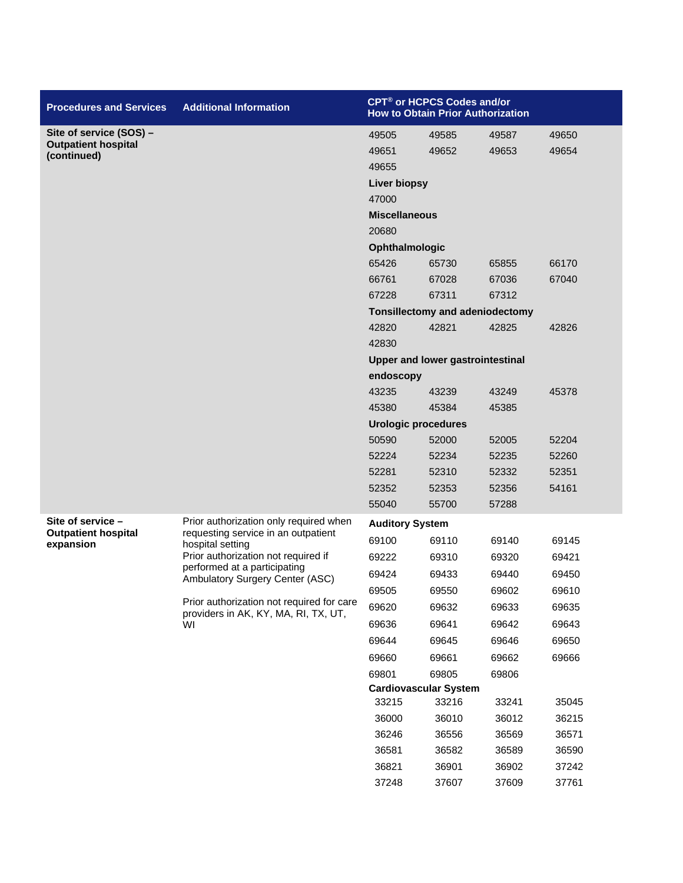| Procedures and Services | Additional Information | CPT® or HCPCS Codes and/or How to Obtain Prior Authorization | | | |
|---|---|---|---|---|---|
| **Site of service (SOS) – Outpatient hospital (continued)** | | 49505 | 49585 | 49587 | 49650 |
| | | 49651 | 49652 | 49653 | 49654 |
| | | 49655 | | | |
| | | **Liver biopsy** | | | |
| | | 47000 | | | |
| | | **Miscellaneous** | | | |
| | | 20680 | | | |
| | | **Ophthalmologic** | | | |
| | | 65426 | 65730 | 65855 | 66170 |
| | | 66761 | 67028 | 67036 | 67040 |
| | | 67228 | 67311 | 67312 | |
| | | **Tonsillectomy and adeniodectomy** | | | |
| | | 42820 | 42821 | 42825 | 42826 |
| | | 42830 | | | |
| | | **Upper and lower gastrointestinal endoscopy** | | | |
| | | 43235 | 43239 | 43249 | 45378 |
| | | 45380 | 45384 | 45385 | |
| | | **Urologic procedures** | | | |
| | | 50590 | 52000 | 52005 | 52204 |
| | | 52224 | 52234 | 52235 | 52260 |
| | | 52281 | 52310 | 52332 | 52351 |
| | | 52352 | 52353 | 52356 | 54161 |
| | | 55040 | 55700 | 57288 | |
| **Site of service – Outpatient hospital expansion** | Prior authorization only required when requesting service in an outpatient hospital setting<br>Prior authorization not required if performed at a participating Ambulatory Surgery Center (ASC)<br><br>Prior authorization not required for care providers in AK, KY, MA, RI, TX, UT, WI | **Auditory System** | | | |
| | | 69100 | 69110 | 69140 | 69145 |
| | | 69222 | 69310 | 69320 | 69421 |
| | | 69424 | 69433 | 69440 | 69450 |
| | | 69505 | 69550 | 69602 | 69610 |
| | | 69620 | 69632 | 69633 | 69635 |
| | | 69636 | 69641 | 69642 | 69643 |
| | | 69644 | 69645 | 69646 | 69650 |
| | | 69660 | 69661 | 69662 | 69666 |
| | | 69801 | 69805 | 69806 | |
| | | **Cardiovascular System** | | | |
| | | 33215 | 33216 | 33241 | 35045 |
| | | 36000 | 36010 | 36012 | 36215 |
| | | 36246 | 36556 | 36569 | 36571 |
| | | 36581 | 36582 | 36589 | 36590 |
| | | 36821 | 36901 | 36902 | 37242 |
| | | 37248 | 37607 | 37609 | 37761 |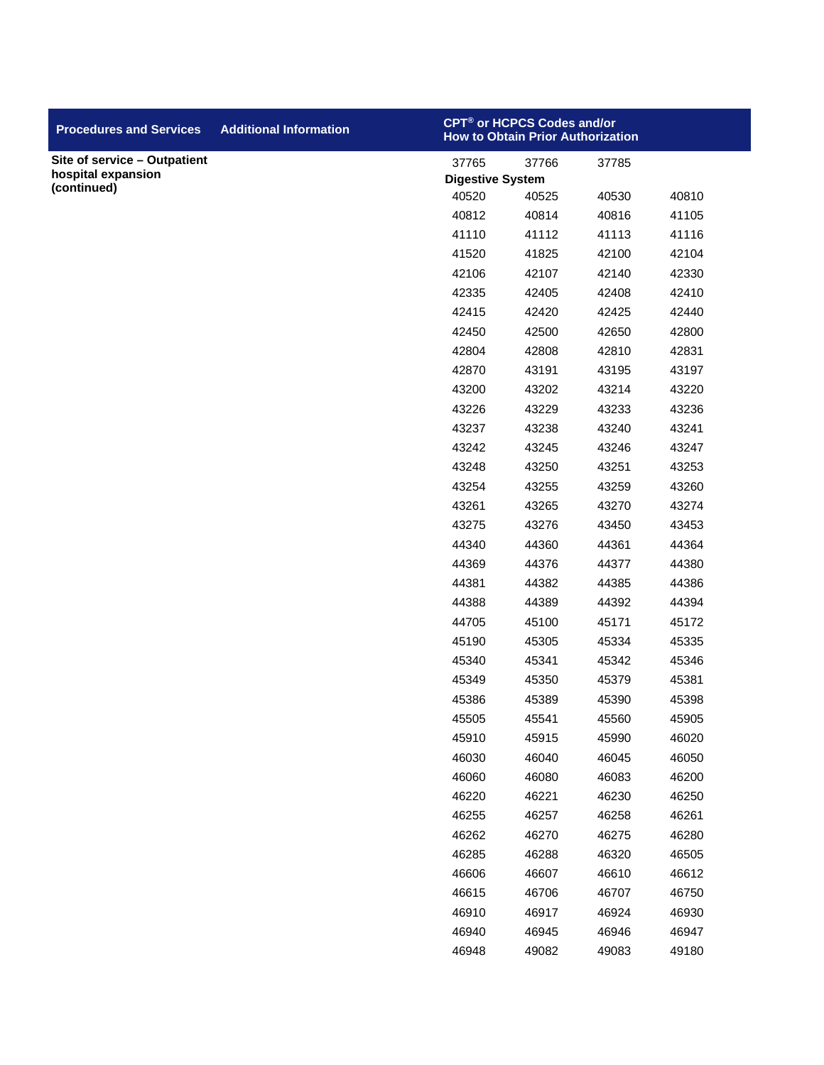| Procedures and Services | Additional Information | CPT® or HCPCS Codes and/or How to Obtain Prior Authorization | | | |
|---|---|---|---|---|---|
| **Site of service – Outpatient hospital expansion (continued)** | | 37765 | 37766 | 37785 | |
| | | **Digestive System** | | | |
| | | 40520 | 40525 | 40530 | 40810 |
| | | 40812 | 40814 | 40816 | 41105 |
| | | 41110 | 41112 | 41113 | 41116 |
| | | 41520 | 41825 | 42100 | 42104 |
| | | 42106 | 42107 | 42140 | 42330 |
| | | 42335 | 42405 | 42408 | 42410 |
| | | 42415 | 42420 | 42425 | 42440 |
| | | 42450 | 42500 | 42650 | 42800 |
| | | 42804 | 42808 | 42810 | 42831 |
| | | 42870 | 43191 | 43195 | 43197 |
| | | 43200 | 43202 | 43214 | 43220 |
| | | 43226 | 43229 | 43233 | 43236 |
| | | 43237 | 43238 | 43240 | 43241 |
| | | 43242 | 43245 | 43246 | 43247 |
| | | 43248 | 43250 | 43251 | 43253 |
| | | 43254 | 43255 | 43259 | 43260 |
| | | 43261 | 43265 | 43270 | 43274 |
| | | 43275 | 43276 | 43450 | 43453 |
| | | 44340 | 44360 | 44361 | 44364 |
| | | 44369 | 44376 | 44377 | 44380 |
| | | 44381 | 44382 | 44385 | 44386 |
| | | 44388 | 44389 | 44392 | 44394 |
| | | 44705 | 45100 | 45171 | 45172 |
| | | 45190 | 45305 | 45334 | 45335 |
| | | 45340 | 45341 | 45342 | 45346 |
| | | 45349 | 45350 | 45379 | 45381 |
| | | 45386 | 45389 | 45390 | 45398 |
| | | 45505 | 45541 | 45560 | 45905 |
| | | 45910 | 45915 | 45990 | 46020 |
| | | 46030 | 46040 | 46045 | 46050 |
| | | 46060 | 46080 | 46083 | 46200 |
| | | 46220 | 46221 | 46230 | 46250 |
| | | 46255 | 46257 | 46258 | 46261 |
| | | 46262 | 46270 | 46275 | 46280 |
| | | 46285 | 46288 | 46320 | 46505 |
| | | 46606 | 46607 | 46610 | 46612 |
| | | 46615 | 46706 | 46707 | 46750 |
| | | 46910 | 46917 | 46924 | 46930 |
| | | 46940 | 46945 | 46946 | 46947 |
| | | 46948 | 49082 | 49083 | 49180 |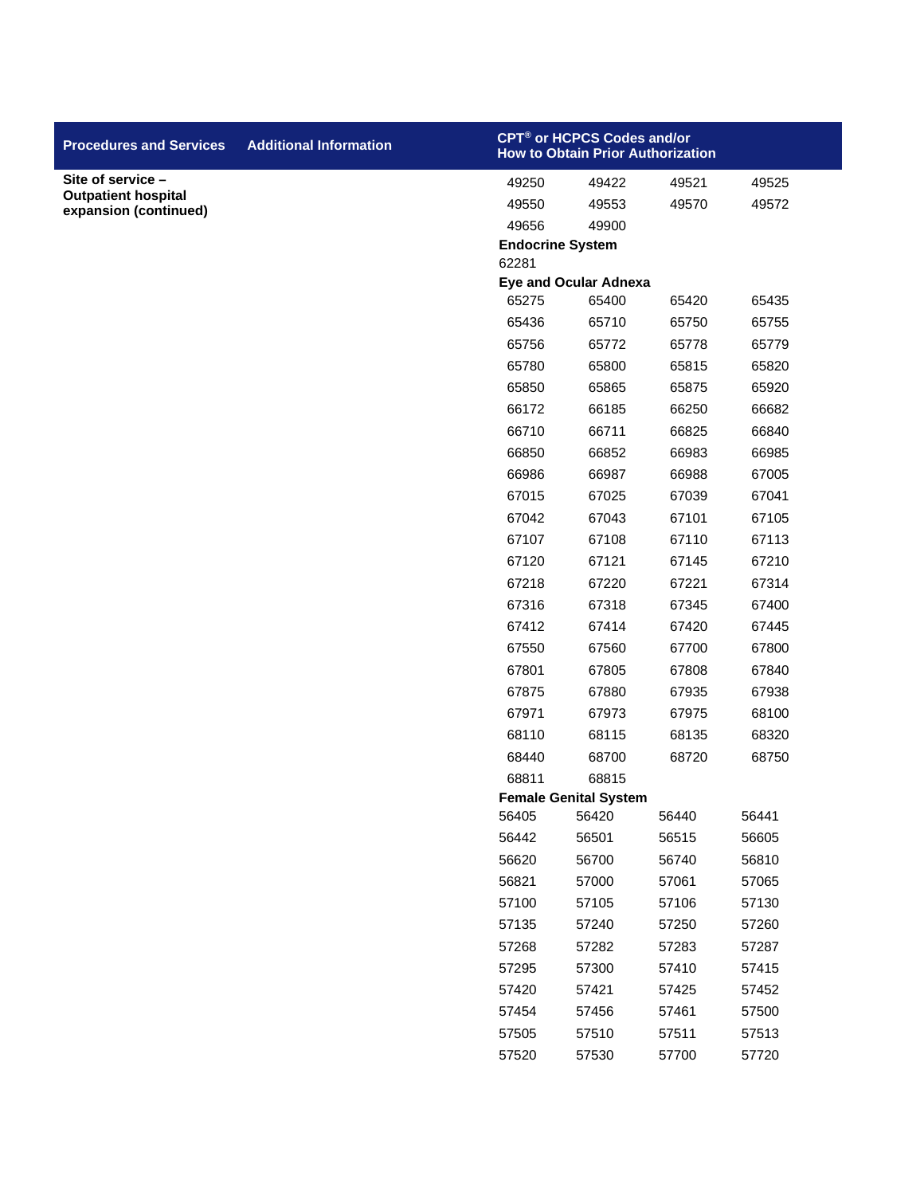| Procedures and Services | Additional Information | CPT® or HCPCS Codes and/or How to Obtain Prior Authorization |
|---|---|---|
| **Site of service – Outpatient hospital expansion (continued)** | | 49250 49422 49521 49525<br>49550 49553 49570 49572<br>49656 49900<br>**Endocrine System**<br>62281<br>**Eye and Ocular Adnexa**<br>65275 65400 65420 65435<br>65436 65710 65750 65755<br>65756 65772 65778 65779<br>65780 65800 65815 65820<br>65850 65865 65875 65920<br>66172 66185 66250 66682<br>66710 66711 66825 66840<br>66850 66852 66983 66985<br>66986 66987 66988 67005<br>67015 67025 67039 67041<br>67042 67043 67101 67105<br>67107 67108 67110 67113<br>67120 67121 67145 67210<br>67218 67220 67221 67314<br>67316 67318 67345 67400<br>67412 67414 67420 67445<br>67550 67560 67700 67800<br>67801 67805 67808 67840<br>67875 67880 67935 67938<br>67971 67973 67975 68100<br>68110 68115 68135 68320<br>68440 68700 68720 68750<br>68811 68815<br>**Female Genital System**<br>56405 56420 56440 56441<br>56442 56501 56515 56605<br>56620 56700 56740 56810<br>56821 57000 57061 57065<br>57100 57105 57106 57130<br>57135 57240 57250 57260<br>57268 57282 57283 57287<br>57295 57300 57410 57415<br>57420 57421 57425 57452<br>57454 57456 57461 57500<br>57505 57510 57511 57513<br>57520 57530 57700 57720 |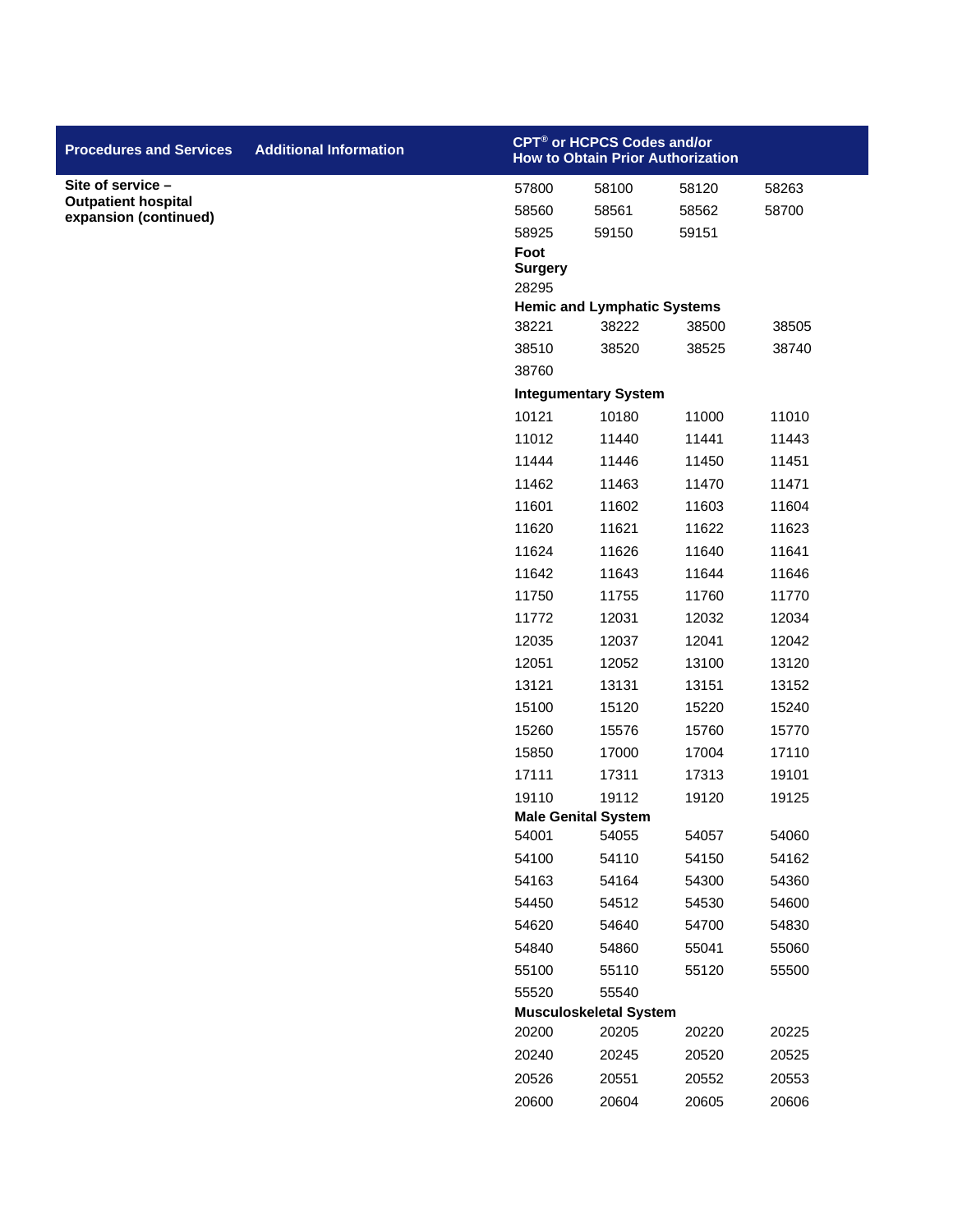| Procedures and Services | Additional Information | CPT® or HCPCS Codes and/or How to Obtain Prior Authorization |
|---|---|---|
| **Site of service – Outpatient hospital expansion (continued)** | | 57800 58100 58120 58263<br>58560 58561 58562 58700<br>58925 59150 59151<br>**Foot Surgery**<br>28295<br>**Hemic and Lymphatic Systems**<br>38221 38222 38500 38505<br>38510 38520 38525 38740<br>38760<br>**Integumentary System**<br>10121 10180 11000 11010<br>11012 11440 11441 11443<br>11444 11446 11450 11451<br>11462 11463 11470 11471<br>11601 11602 11603 11604<br>11620 11621 11622 11623<br>11624 11626 11640 11641<br>11642 11643 11644 11646<br>11750 11755 11760 11770<br>11772 12031 12032 12034<br>12035 12037 12041 12042<br>12051 12052 13100 13120<br>13121 13131 13151 13152<br>15100 15120 15220 15240<br>15260 15576 15760 15770<br>15850 17000 17004 17110<br>17111 17311 17313 19101<br>19110 19112 19120 19125<br>**Male Genital System**<br>54001 54055 54057 54060<br>54100 54110 54150 54162<br>54163 54164 54300 54360<br>54450 54512 54530 54600<br>54620 54640 54700 54830<br>54840 54860 55041 55060<br>55100 55110 55120 55500<br>55520 55540<br>**Musculoskeletal System**<br>20200 20205 20220 20225<br>20240 20245 20520 20525<br>20526 20551 20552 20553<br>20600 20604 20605 20606 |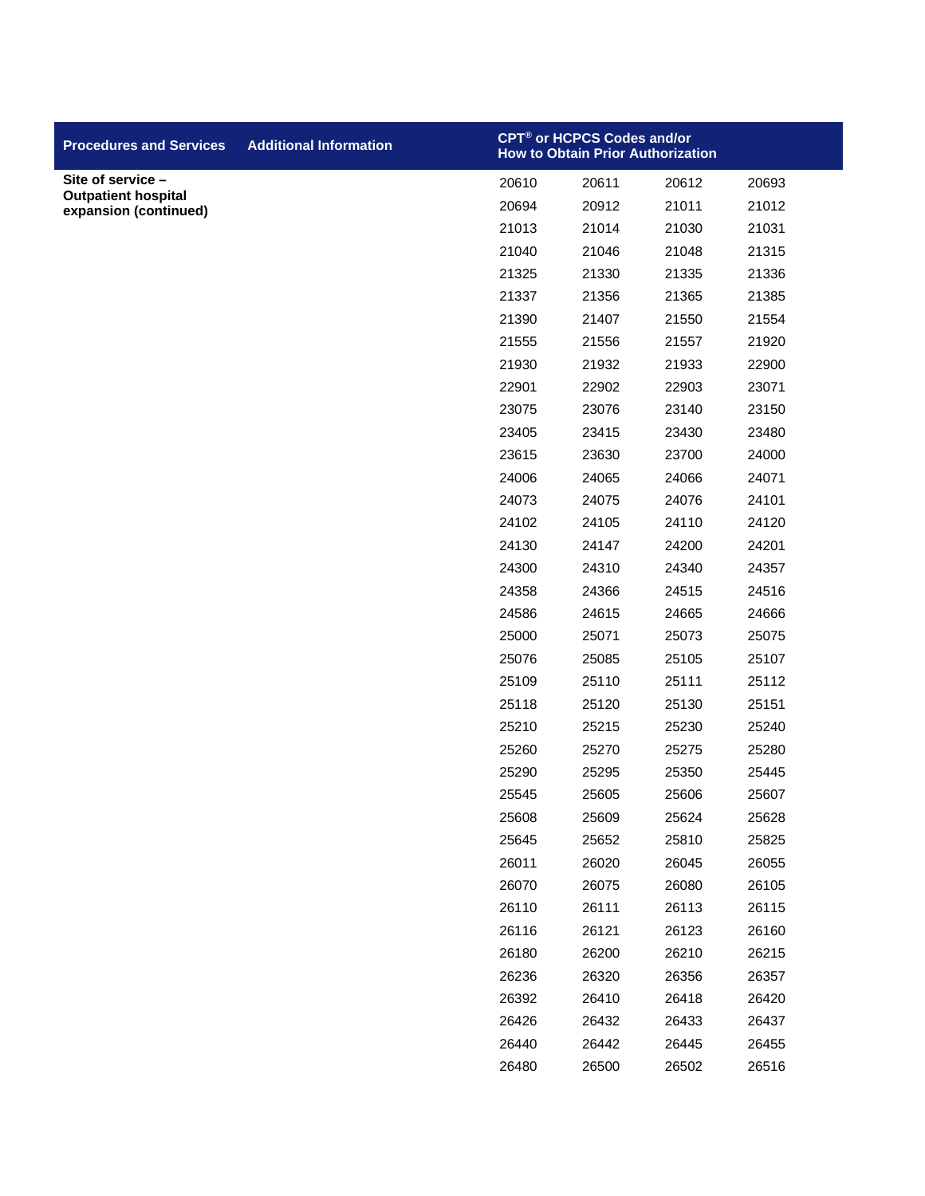| Procedures and Services | Additional Information | CPT® or HCPCS Codes and/or How to Obtain Prior Authorization | | | |
|---|---|---|---|---|---|
| **Site of service – Outpatient hospital expansion (continued)** | | 20610 | 20611 | 20612 | 20693 |
| | | 20694 | 20912 | 21011 | 21012 |
| | | 21013 | 21014 | 21030 | 21031 |
| | | 21040 | 21046 | 21048 | 21315 |
| | | 21325 | 21330 | 21335 | 21336 |
| | | 21337 | 21356 | 21365 | 21385 |
| | | 21390 | 21407 | 21550 | 21554 |
| | | 21555 | 21556 | 21557 | 21920 |
| | | 21930 | 21932 | 21933 | 22900 |
| | | 22901 | 22902 | 22903 | 23071 |
| | | 23075 | 23076 | 23140 | 23150 |
| | | 23405 | 23415 | 23430 | 23480 |
| | | 23615 | 23630 | 23700 | 24000 |
| | | 24006 | 24065 | 24066 | 24071 |
| | | 24073 | 24075 | 24076 | 24101 |
| | | 24102 | 24105 | 24110 | 24120 |
| | | 24130 | 24147 | 24200 | 24201 |
| | | 24300 | 24310 | 24340 | 24357 |
| | | 24358 | 24366 | 24515 | 24516 |
| | | 24586 | 24615 | 24665 | 24666 |
| | | 25000 | 25071 | 25073 | 25075 |
| | | 25076 | 25085 | 25105 | 25107 |
| | | 25109 | 25110 | 25111 | 25112 |
| | | 25118 | 25120 | 25130 | 25151 |
| | | 25210 | 25215 | 25230 | 25240 |
| | | 25260 | 25270 | 25275 | 25280 |
| | | 25290 | 25295 | 25350 | 25445 |
| | | 25545 | 25605 | 25606 | 25607 |
| | | 25608 | 25609 | 25624 | 25628 |
| | | 25645 | 25652 | 25810 | 25825 |
| | | 26011 | 26020 | 26045 | 26055 |
| | | 26070 | 26075 | 26080 | 26105 |
| | | 26110 | 26111 | 26113 | 26115 |
| | | 26116 | 26121 | 26123 | 26160 |
| | | 26180 | 26200 | 26210 | 26215 |
| | | 26236 | 26320 | 26356 | 26357 |
| | | 26392 | 26410 | 26418 | 26420 |
| | | 26426 | 26432 | 26433 | 26437 |
| | | 26440 | 26442 | 26445 | 26455 |
| | | 26480 | 26500 | 26502 | 26516 |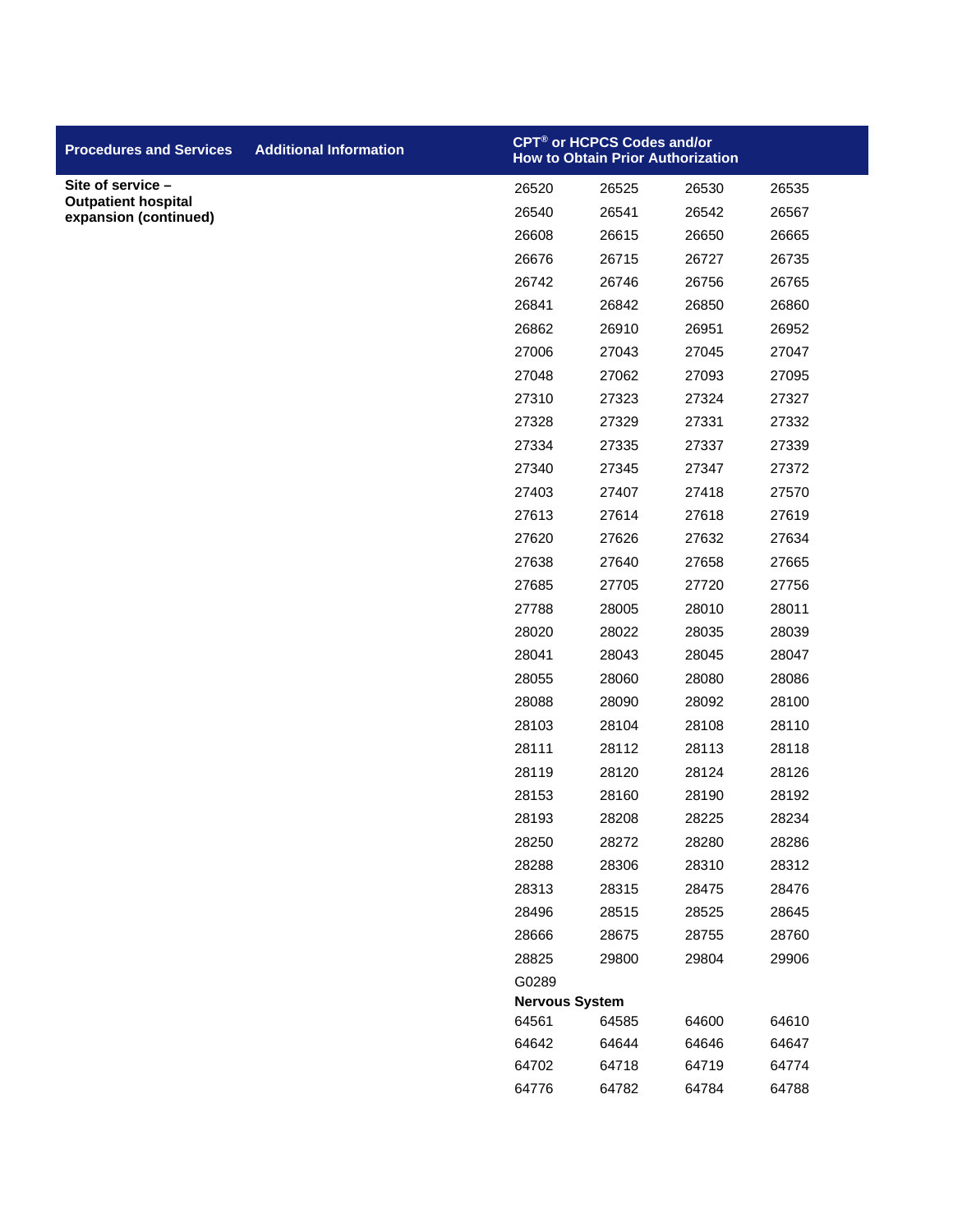| Procedures and Services | Additional Information | CPT® or HCPCS Codes and/or How to Obtain Prior Authorization | | | |
|---|---|---|---|---|---|
| **Site of service – Outpatient hospital expansion (continued)** | | 26520 | 26525 | 26530 | 26535 |
| | | 26540 | 26541 | 26542 | 26567 |
| | | 26608 | 26615 | 26650 | 26665 |
| | | 26676 | 26715 | 26727 | 26735 |
| | | 26742 | 26746 | 26756 | 26765 |
| | | 26841 | 26842 | 26850 | 26860 |
| | | 26862 | 26910 | 26951 | 26952 |
| | | 27006 | 27043 | 27045 | 27047 |
| | | 27048 | 27062 | 27093 | 27095 |
| | | 27310 | 27323 | 27324 | 27327 |
| | | 27328 | 27329 | 27331 | 27332 |
| | | 27334 | 27335 | 27337 | 27339 |
| | | 27340 | 27345 | 27347 | 27372 |
| | | 27403 | 27407 | 27418 | 27570 |
| | | 27613 | 27614 | 27618 | 27619 |
| | | 27620 | 27626 | 27632 | 27634 |
| | | 27638 | 27640 | 27658 | 27665 |
| | | 27685 | 27705 | 27720 | 27756 |
| | | 27788 | 28005 | 28010 | 28011 |
| | | 28020 | 28022 | 28035 | 28039 |
| | | 28041 | 28043 | 28045 | 28047 |
| | | 28055 | 28060 | 28080 | 28086 |
| | | 28088 | 28090 | 28092 | 28100 |
| | | 28103 | 28104 | 28108 | 28110 |
| | | 28111 | 28112 | 28113 | 28118 |
| | | 28119 | 28120 | 28124 | 28126 |
| | | 28153 | 28160 | 28190 | 28192 |
| | | 28193 | 28208 | 28225 | 28234 |
| | | 28250 | 28272 | 28280 | 28286 |
| | | 28288 | 28306 | 28310 | 28312 |
| | | 28313 | 28315 | 28475 | 28476 |
| | | 28496 | 28515 | 28525 | 28645 |
| | | 28666 | 28675 | 28755 | 28760 |
| | | 28825 | 29800 | 29804 | 29906 |
| | | G0289 | | | |
| | | **Nervous System** | | | |
| | | 64561 | 64585 | 64600 | 64610 |
| | | 64642 | 64644 | 64646 | 64647 |
| | | 64702 | 64718 | 64719 | 64774 |
| | | 64776 | 64782 | 64784 | 64788 |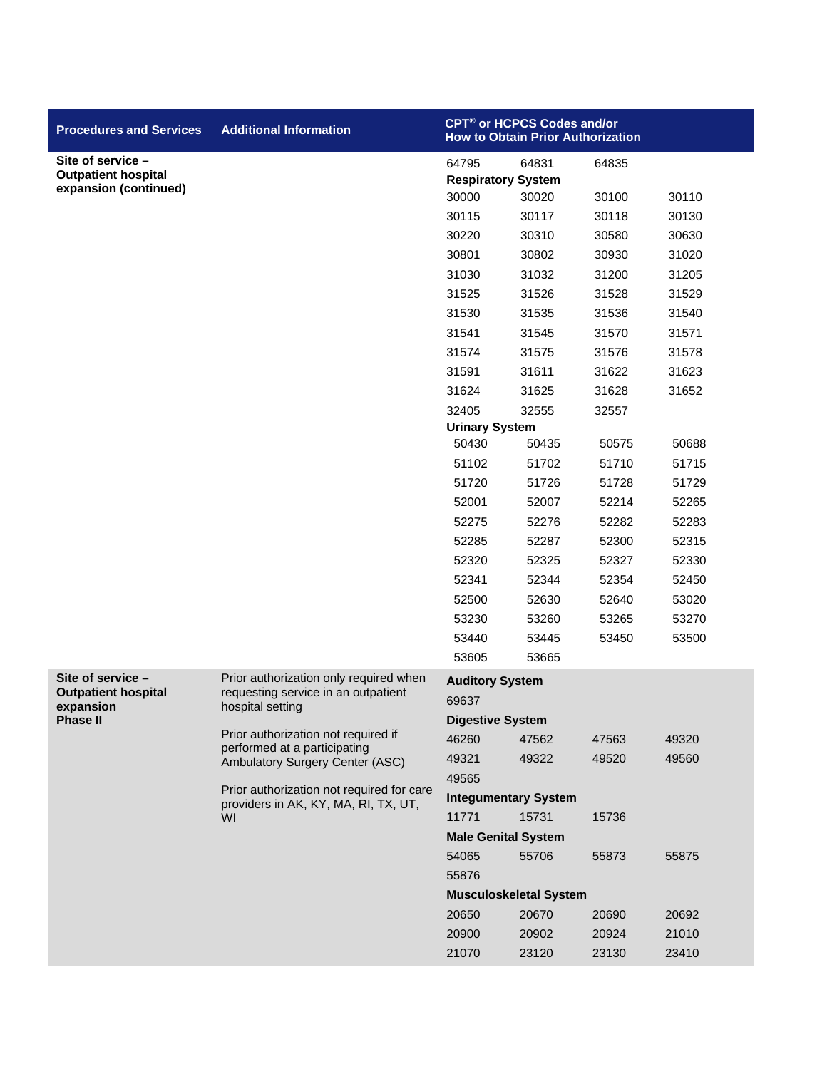| Procedures and Services | Additional Information | CPT® or HCPCS Codes and/or How to Obtain Prior Authorization | | | |
|---|---|---|---|---|---|
| **Site of service – Outpatient hospital expansion (continued)** | | 64795 | 64831 | 64835 | |
| | | **Respiratory System** | | | |
| | | 30000 | 30020 | 30100 | 30110 |
| | | 30115 | 30117 | 30118 | 30130 |
| | | 30220 | 30310 | 30580 | 30630 |
| | | 30801 | 30802 | 30930 | 31020 |
| | | 31030 | 31032 | 31200 | 31205 |
| | | 31525 | 31526 | 31528 | 31529 |
| | | 31530 | 31535 | 31536 | 31540 |
| | | 31541 | 31545 | 31570 | 31571 |
| | | 31574 | 31575 | 31576 | 31578 |
| | | 31591 | 31611 | 31622 | 31623 |
| | | 31624 | 31625 | 31628 | 31652 |
| | | 32405 | 32555 | 32557 | |
| | | **Urinary System** | | | |
| | | 50430 | 50435 | 50575 | 50688 |
| | | 51102 | 51702 | 51710 | 51715 |
| | | 51720 | 51726 | 51728 | 51729 |
| | | 52001 | 52007 | 52214 | 52265 |
| | | 52275 | 52276 | 52282 | 52283 |
| | | 52285 | 52287 | 52300 | 52315 |
| | | 52320 | 52325 | 52327 | 52330 |
| | | 52341 | 52344 | 52354 | 52450 |
| | | 52500 | 52630 | 52640 | 53020 |
| | | 53230 | 53260 | 53265 | 53270 |
| | | 53440 | 53445 | 53450 | 53500 |
| | | 53605 | 53665 | | |
| **Site of service – Outpatient hospital expansion Phase II** | Prior authorization only required when requesting service in an outpatient hospital setting<br><br>Prior authorization not required if performed at a participating Ambulatory Surgery Center (ASC)<br><br>Prior authorization not required for care providers in AK, KY, MA, RI, TX, UT, WI | **Auditory System** | | | |
| | | 69637 | | | |
| | | **Digestive System** | | | |
| | | 46260 | 47562 | 47563 | 49320 |
| | | 49321 | 49322 | 49520 | 49560 |
| | | 49565 | | | |
| | | **Integumentary System** | | | |
| | | 11771 | 15731 | 15736 | |
| | | **Male Genital System** | | | |
| | | 54065 | 55706 | 55873 | 55875 |
| | | 55876 | | | |
| | | **Musculoskeletal System** | | | |
| | | 20650 | 20670 | 20690 | 20692 |
| | | 20900 | 20902 | 20924 | 21010 |
| | | 21070 | 23120 | 23130 | 23410 |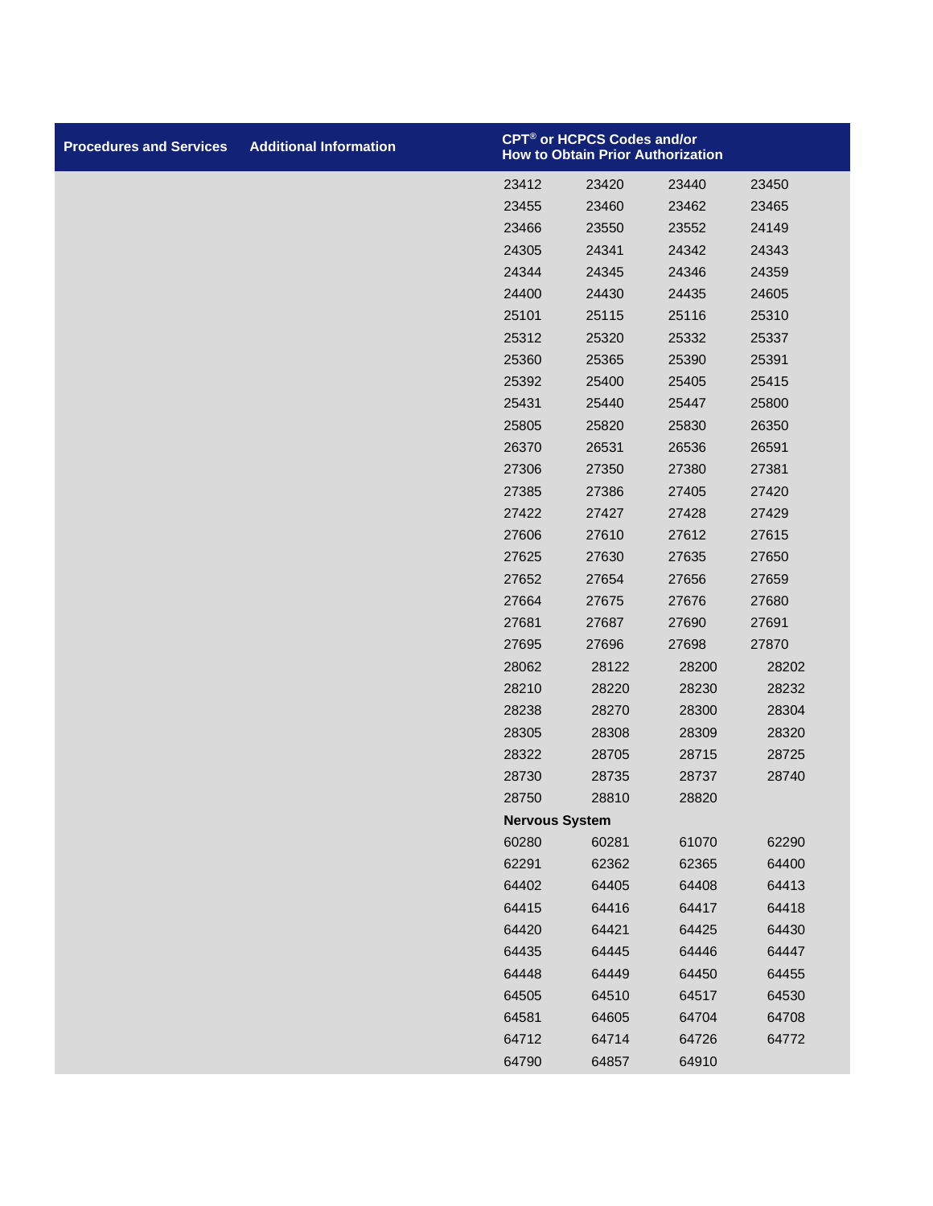| Procedures and Services | Additional Information | CPT® or HCPCS Codes and/or How to Obtain Prior Authorization | | | |
|---|---|---|---|---|---|
| | | 23412 | 23420 | 23440 | 23450 |
| | | 23455 | 23460 | 23462 | 23465 |
| | | 23466 | 23550 | 23552 | 24149 |
| | | 24305 | 24341 | 24342 | 24343 |
| | | 24344 | 24345 | 24346 | 24359 |
| | | 24400 | 24430 | 24435 | 24605 |
| | | 25101 | 25115 | 25116 | 25310 |
| | | 25312 | 25320 | 25332 | 25337 |
| | | 25360 | 25365 | 25390 | 25391 |
| | | 25392 | 25400 | 25405 | 25415 |
| | | 25431 | 25440 | 25447 | 25800 |
| | | 25805 | 25820 | 25830 | 26350 |
| | | 26370 | 26531 | 26536 | 26591 |
| | | 27306 | 27350 | 27380 | 27381 |
| | | 27385 | 27386 | 27405 | 27420 |
| | | 27422 | 27427 | 27428 | 27429 |
| | | 27606 | 27610 | 27612 | 27615 |
| | | 27625 | 27630 | 27635 | 27650 |
| | | 27652 | 27654 | 27656 | 27659 |
| | | 27664 | 27675 | 27676 | 27680 |
| | | 27681 | 27687 | 27690 | 27691 |
| | | 27695 | 27696 | 27698 | 27870 |
| | | 28062 | 28122 | 28200 | 28202 |
| | | 28210 | 28220 | 28230 | 28232 |
| | | 28238 | 28270 | 28300 | 28304 |
| | | 28305 | 28308 | 28309 | 28320 |
| | | 28322 | 28705 | 28715 | 28725 |
| | | 28730 | 28735 | 28737 | 28740 |
| | | 28750 | 28810 | 28820 | |
| | | **Nervous System** | | | |
| | | 60280 | 60281 | 61070 | 62290 |
| | | 62291 | 62362 | 62365 | 64400 |
| | | 64402 | 64405 | 64408 | 64413 |
| | | 64415 | 64416 | 64417 | 64418 |
| | | 64420 | 64421 | 64425 | 64430 |
| | | 64435 | 64445 | 64446 | 64447 |
| | | 64448 | 64449 | 64450 | 64455 |
| | | 64505 | 64510 | 64517 | 64530 |
| | | 64581 | 64605 | 64704 | 64708 |
| | | 64712 | 64714 | 64726 | 64772 |
| | | 64790 | 64857 | 64910 | |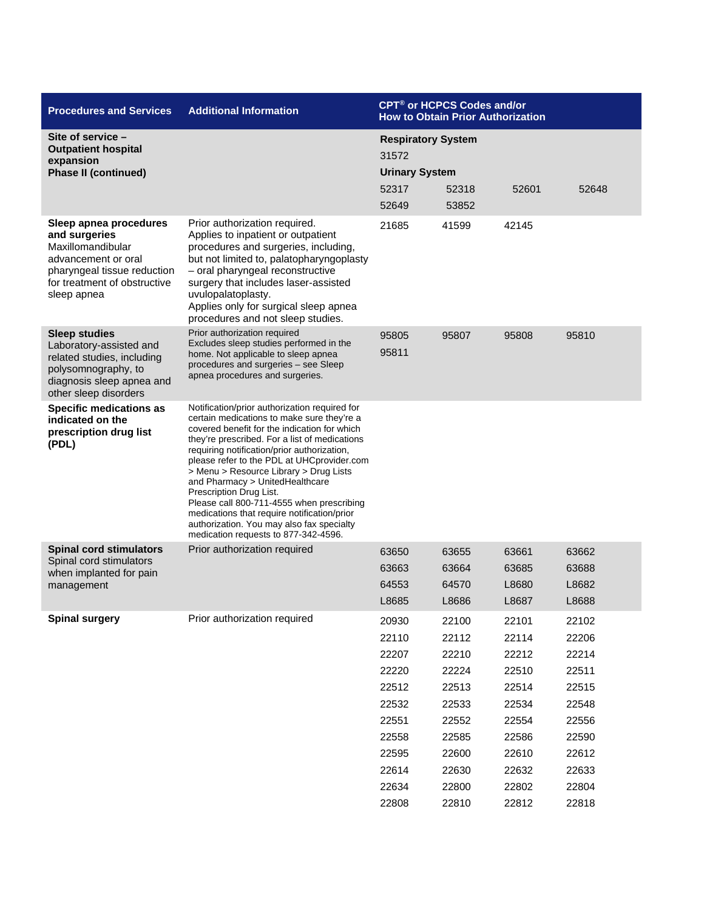| Procedures and Services | Additional Information | CPT® or HCPCS Codes and/or How to Obtain Prior Authorization | | | |
|---|---|---|---|---|---|
| **Site of service – Outpatient hospital expansion Phase II (continued)** | | **Respiratory System** | | | |
| | | 31572 | | | |
| | | **Urinary System** | | | |
| | | 52317 | 52318 | 52601 | 52648 |
| | | 52649 | 53852 | | |
| **Sleep apnea procedures and surgeries** Maxillomandibular advancement or oral pharyngeal tissue reduction for treatment of obstructive sleep apnea | Prior authorization required. Applies to inpatient or outpatient procedures and surgeries, including, but not limited to, palatopharyngoplasty – oral pharyngeal reconstructive surgery that includes laser-assisted uvulopalatoplasty. Applies only for surgical sleep apnea procedures and not sleep studies. | 21685 | 41599 | 42145 | |
| **Sleep studies** Laboratory-assisted and related studies, including polysomnography, to diagnosis sleep apnea and other sleep disorders | Prior authorization required Excludes sleep studies performed in the home. Not applicable to sleep apnea procedures and surgeries – see Sleep apnea procedures and surgeries. | 95805 | 95807 | 95808 | 95810 |
| | | 95811 | | | |
| **Specific medications as indicated on the prescription drug list (PDL)** | Notification/prior authorization required for certain medications to make sure they're a covered benefit for the indication for which they're prescribed. For a list of medications requiring notification/prior authorization, please refer to the PDL at UHCprovider.com > Menu > Resource Library > Drug Lists and Pharmacy > UnitedHealthcare Prescription Drug List. Please call 800-711-4555 when prescribing medications that require notification/prior authorization. You may also fax specialty medication requests to 877-342-4596. | | | | |
| **Spinal cord stimulators** Spinal cord stimulators when implanted for pain management | Prior authorization required | 63650 | 63655 | 63661 | 63662 |
| | | 63663 | 63664 | 63685 | 63688 |
| | | 64553 | 64570 | L8680 | L8682 |
| | | L8685 | L8686 | L8687 | L8688 |
| **Spinal surgery** | Prior authorization required | 20930 | 22100 | 22101 | 22102 |
| | | 22110 | 22112 | 22114 | 22206 |
| | | 22207 | 22210 | 22212 | 22214 |
| | | 22220 | 22224 | 22510 | 22511 |
| | | 22512 | 22513 | 22514 | 22515 |
| | | 22532 | 22533 | 22534 | 22548 |
| | | 22551 | 22552 | 22554 | 22556 |
| | | 22558 | 22585 | 22586 | 22590 |
| | | 22595 | 22600 | 22610 | 22612 |
| | | 22614 | 22630 | 22632 | 22633 |
| | | 22634 | 22800 | 22802 | 22804 |
| | | 22808 | 22810 | 22812 | 22818 |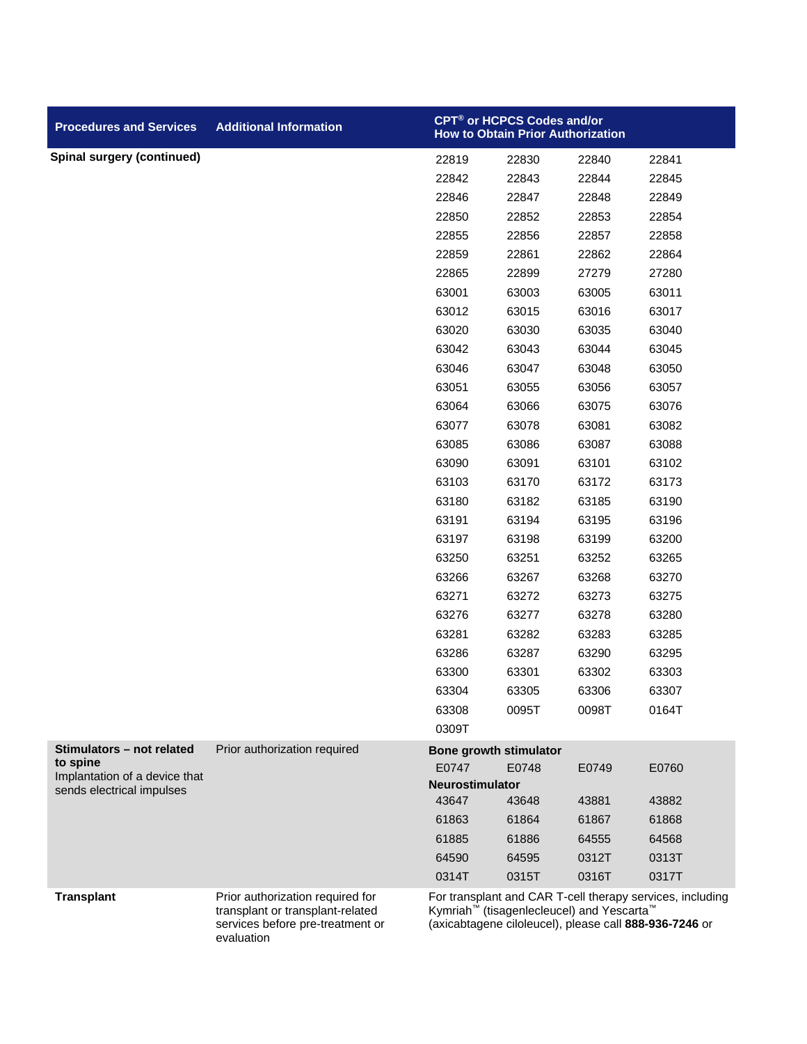| Procedures and Services | Additional Information | CPT® or HCPCS Codes and/or How to Obtain Prior Authorization | | | |
|---|---|---|---|---|---|
| **Spinal surgery (continued)** | | 22819 | 22830 | 22840 | 22841 |
| | | 22842 | 22843 | 22844 | 22845 |
| | | 22846 | 22847 | 22848 | 22849 |
| | | 22850 | 22852 | 22853 | 22854 |
| | | 22855 | 22856 | 22857 | 22858 |
| | | 22859 | 22861 | 22862 | 22864 |
| | | 22865 | 22899 | 27279 | 27280 |
| | | 63001 | 63003 | 63005 | 63011 |
| | | 63012 | 63015 | 63016 | 63017 |
| | | 63020 | 63030 | 63035 | 63040 |
| | | 63042 | 63043 | 63044 | 63045 |
| | | 63046 | 63047 | 63048 | 63050 |
| | | 63051 | 63055 | 63056 | 63057 |
| | | 63064 | 63066 | 63075 | 63076 |
| | | 63077 | 63078 | 63081 | 63082 |
| | | 63085 | 63086 | 63087 | 63088 |
| | | 63090 | 63091 | 63101 | 63102 |
| | | 63103 | 63170 | 63172 | 63173 |
| | | 63180 | 63182 | 63185 | 63190 |
| | | 63191 | 63194 | 63195 | 63196 |
| | | 63197 | 63198 | 63199 | 63200 |
| | | 63250 | 63251 | 63252 | 63265 |
| | | 63266 | 63267 | 63268 | 63270 |
| | | 63271 | 63272 | 63273 | 63275 |
| | | 63276 | 63277 | 63278 | 63280 |
| | | 63281 | 63282 | 63283 | 63285 |
| | | 63286 | 63287 | 63290 | 63295 |
| | | 63300 | 63301 | 63302 | 63303 |
| | | 63304 | 63305 | 63306 | 63307 |
| | | 63308 | 0095T | 0098T | 0164T |
| | | 0309T | | | |
| **Stimulators – not related to spine** Implantation of a device that sends electrical impulses | Prior authorization required | **Bone growth stimulator** | | | |
| | | E0747 | E0748 | E0749 | E0760 |
| | | **Neurostimulator** | | | |
| | | 43647 | 43648 | 43881 | 43882 |
| | | 61863 | 61864 | 61867 | 61868 |
| | | 61885 | 61886 | 64555 | 64568 |
| | | 64590 | 64595 | 0312T | 0313T |
| | | 0314T | 0315T | 0316T | 0317T |
| **Transplant** | Prior authorization required for transplant or transplant-related services before pre-treatment or evaluation | For transplant and CAR T-cell therapy services, including Kymriah™ (tisagenlecleucel) and Yescarta™ (axicabtagene ciloleucel), please call **888-936-7246** or | | | |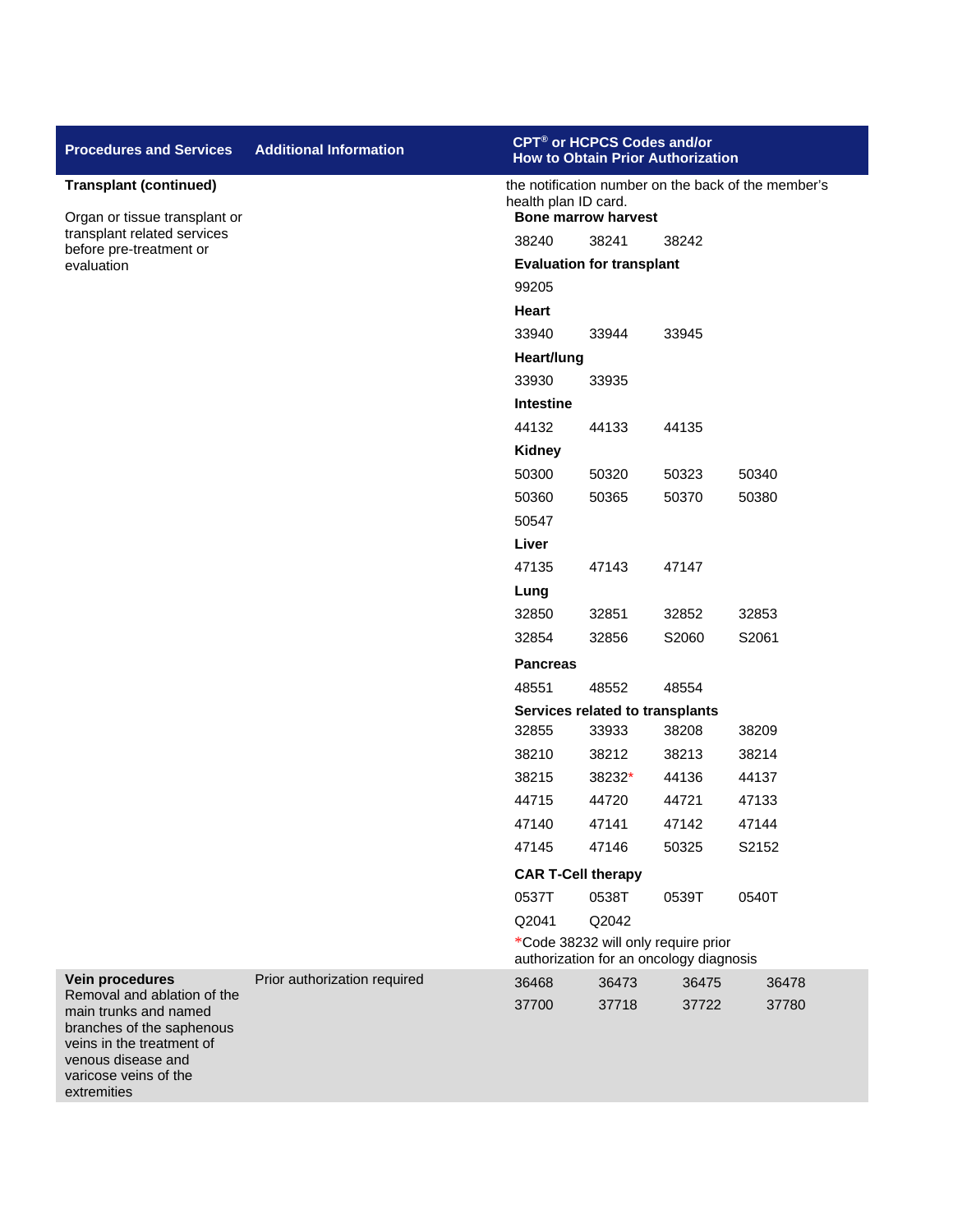| Procedures and Services | Additional Information | CPT® or HCPCS Codes and/or How to Obtain Prior Authorization |
|---|---|---|
| **Transplant (continued)**<br><br>Organ or tissue transplant or transplant related services before pre-treatment or evaluation | | the notification number on the back of the member's health plan ID card.<br>**Bone marrow harvest**<br>38240 38241 38242<br>**Evaluation for transplant**<br>99205<br>**Heart**<br>33940 33944 33945<br>**Heart/lung**<br>33930 33935<br>**Intestine**<br>44132 44133 44135<br>**Kidney**<br>50300 50320 50323 50340<br>50360 50365 50370 50380<br>50547<br>**Liver**<br>47135 47143 47147<br>**Lung**<br>32850 32851 32852 32853<br>32854 32856 S2060 S2061<br>**Pancreas**<br>48551 48552 48554<br>**Services related to transplants**<br>32855 33933 38208 38209<br>38210 38212 38213 38214<br>38215 38232* 44136 44137<br>44715 44720 44721 47133<br>47140 47141 47142 47144<br>47145 47146 50325 S2152<br>**CAR T-Cell therapy**<br>0537T 0538T 0539T 0540T<br>Q2041 Q2042<br>*Code 38232 will only require prior authorization for an oncology diagnosis |
| **Vein procedures**<br>Removal and ablation of the main trunks and named branches of the saphenous veins in the treatment of venous disease and varicose veins of the extremities | Prior authorization required | 36468 36473 36475 36478<br>37700 37718 37722 37780 |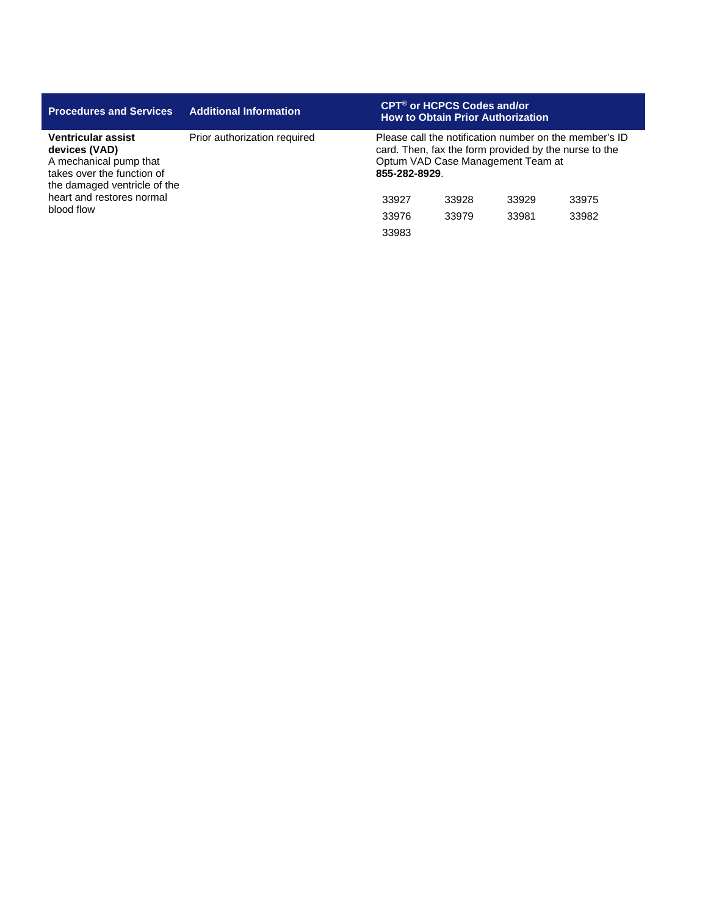| Procedures and Services | Additional Information | CPT® or HCPCS Codes and/or How to Obtain Prior Authorization |
|---|---|---|
| **Ventricular assist devices (VAD)** A mechanical pump that takes over the function of the damaged ventricle of the heart and restores normal blood flow | Prior authorization required | Please call the notification number on the member's ID card. Then, fax the form provided by the nurse to the Optum VAD Case Management Team at **855-282-8929**.<br><br>33927 33928 33929 33975<br>33976 33979 33981 33982<br>33983 |